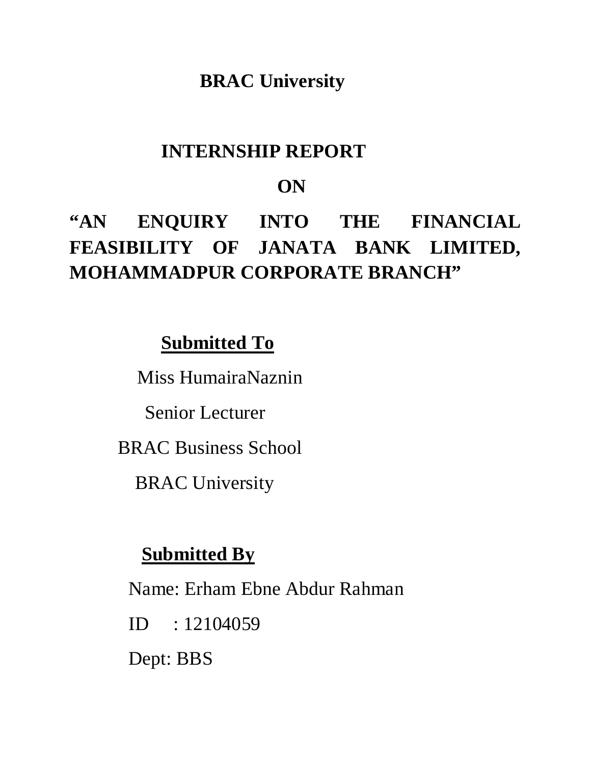# BRAC University

## INTERNSHIP REPORT

## ON

## "AN ENQUIRY INTO THE FINANCIAL FEASIBILITY OF JANATA BANK LIMITED, MOHAMMADPUR CORPORATE BRANCH"

**Submitted To**

Miss HumairaNaznin

Senior Lecturer

BRAC Business School

BRAC University

**Submitted By**

Name: Erham Ebne Abdur Rahman

ID : 12104059

Dept: BBS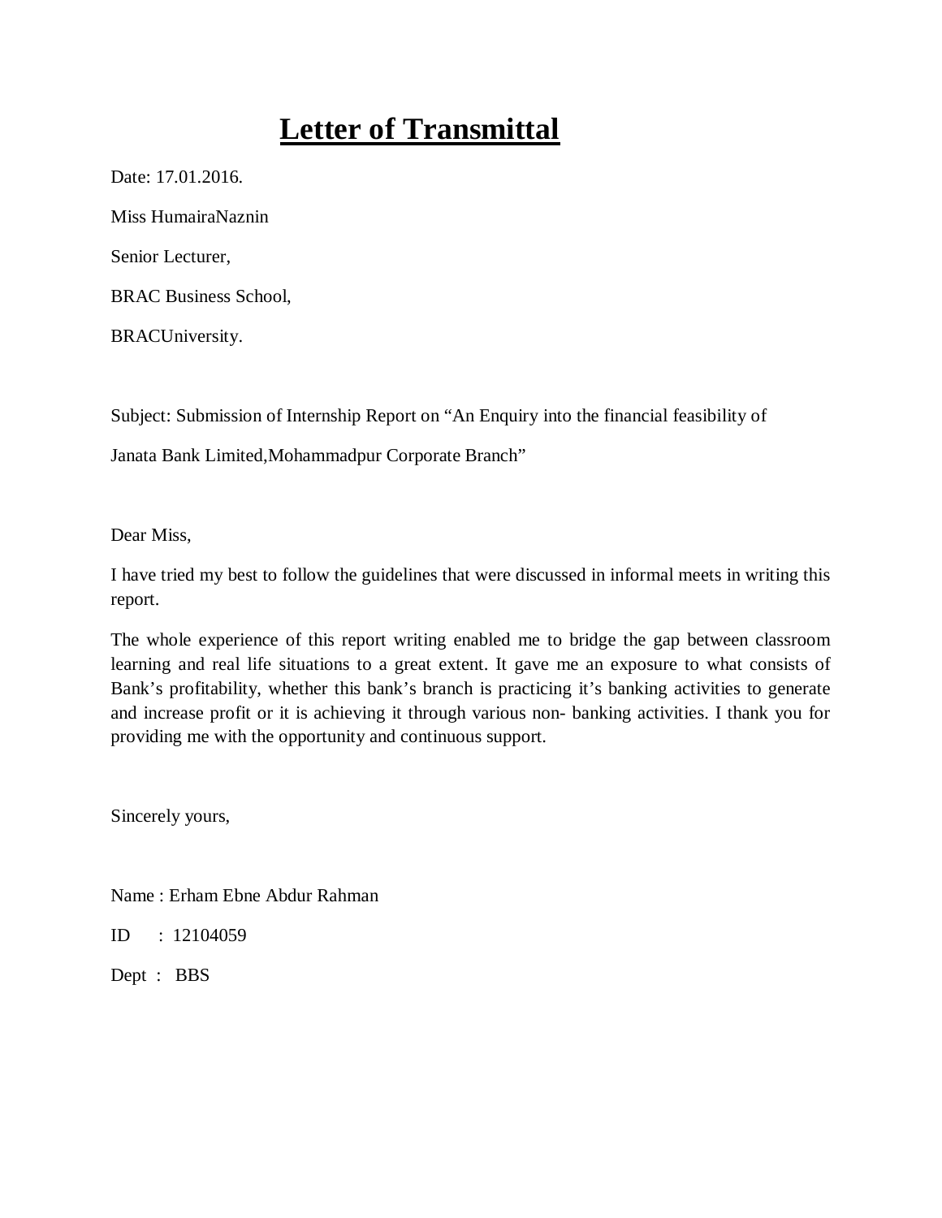# Letter of Transmittal

Date: 17.01.2016.

Miss HumairaNaznin

Senior Lecturer,

BRAC Business School,

BRACUniversity.

Subject: Submission of Internship Report on "An Enquiry into the financial feasibility of Janata Bank Limited,Mohammadpur Corporate Branch"

Dear Miss,

I have tried my best to follow the guidelines that were discussed in informal meets in writing this report.

The whole experience of this report writing enabled me to bridge the gap between classroom learning and real life situations to a great extent. It gave me an exposure to what consists of Bank's profitability, whether this bank's branch is practicing it's banking activities to generate and increase profit or it is achieving it through various non- banking activities. I thank you for providing me with the opportunity and continuous support.

Sincerely yours,

Name : Erham Ebne Abdur Rahman

ID : 12104059

Dept : BBS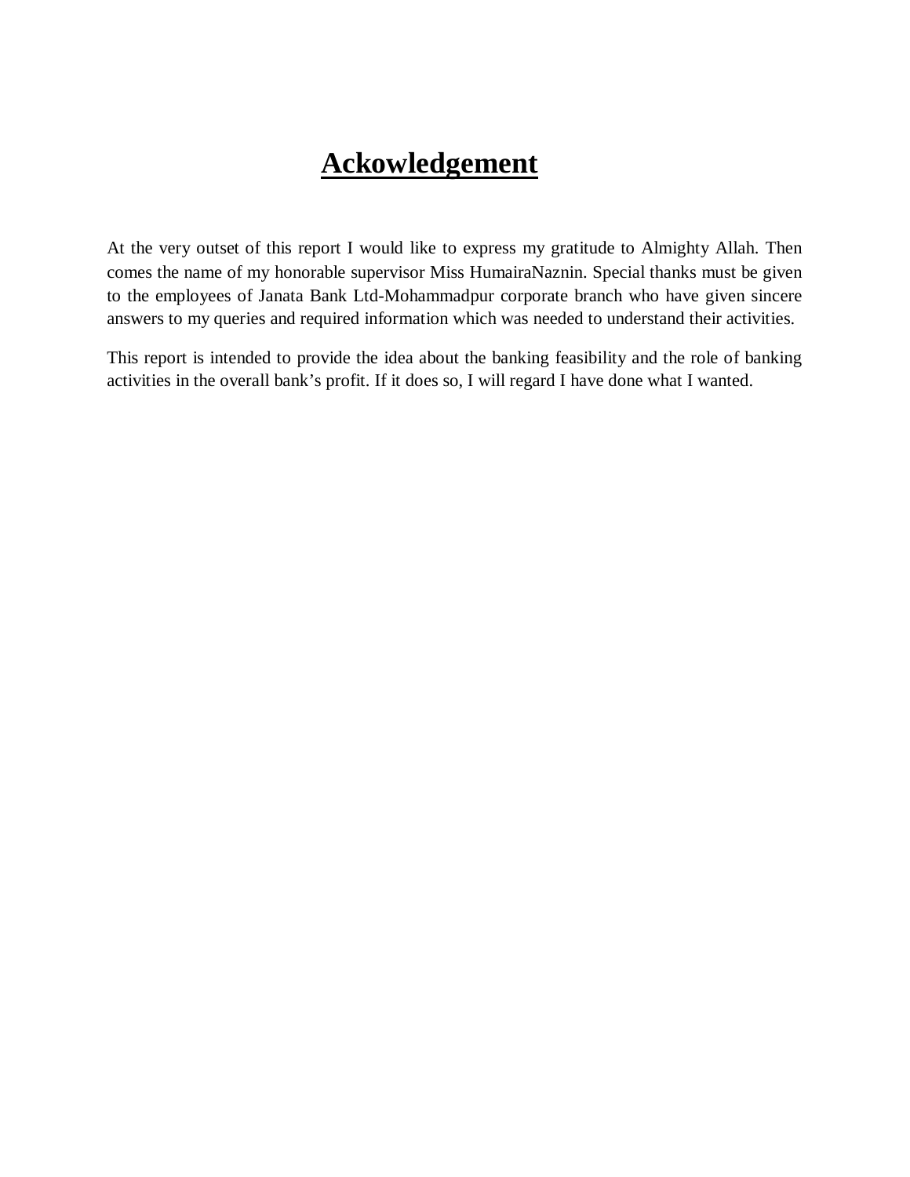# Ackowledgement

At the very outset of this report I would like to express my gratitude to Almighty Allah. Then comes the name of my honorable supervisor Miss HumairaNaznin. Special thanks must be given to the employees of Janata Bank Ltd-Mohammadpur corporate branch who have given sincere answers to my queries and required information which was needed to understand their activities.

This report is intended to provide the idea about the banking feasibility and the role of banking activities in the overall bank's profit. If it does so, I will regard I have done what I wanted.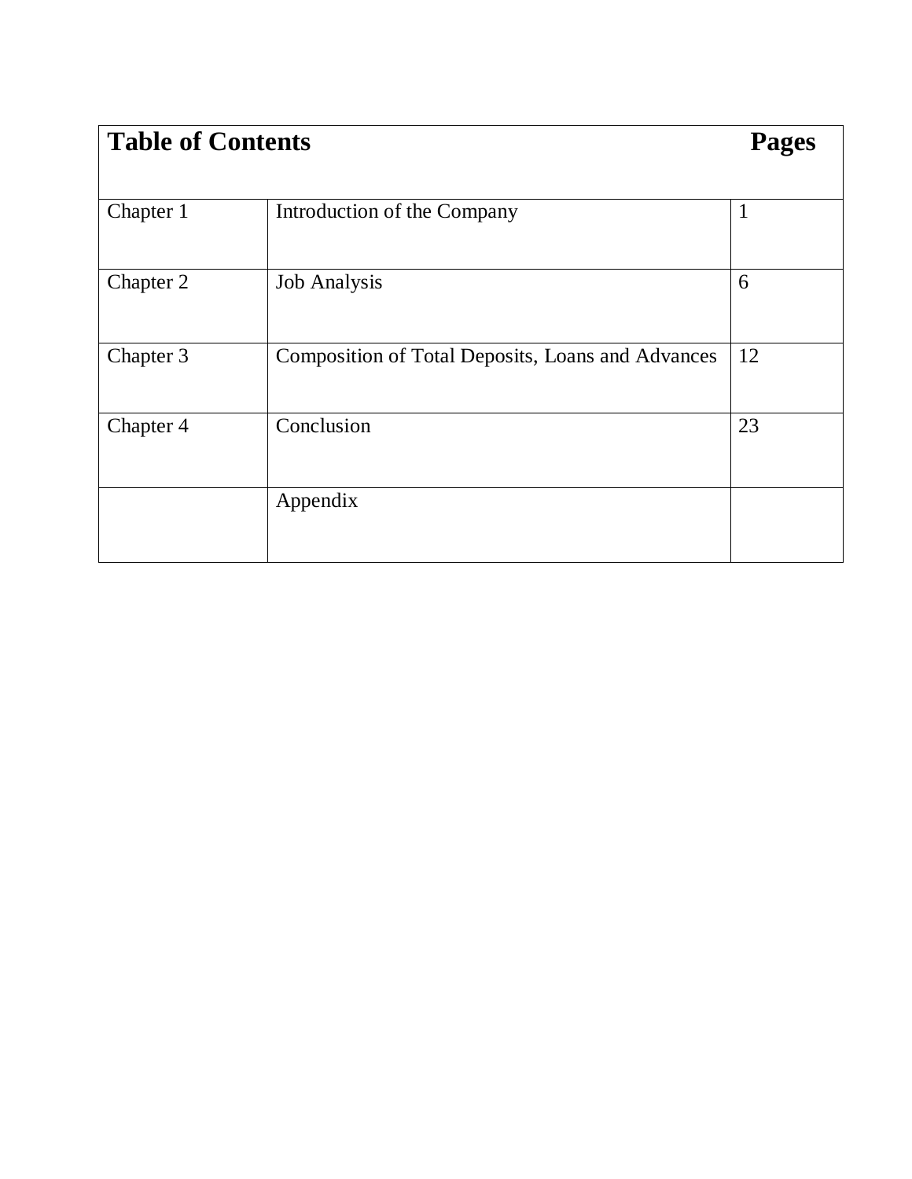| Table of Contents | | Pages |
|---|---|---|
| Chapter 1 | Introduction of the Company | 1 |
| Chapter 2 | Job Analysis | 6 |
| Chapter 3 | Composition of Total Deposits, Loans and Advances | 12 |
| Chapter 4 | Conclusion | 23 |
| | Appendix | |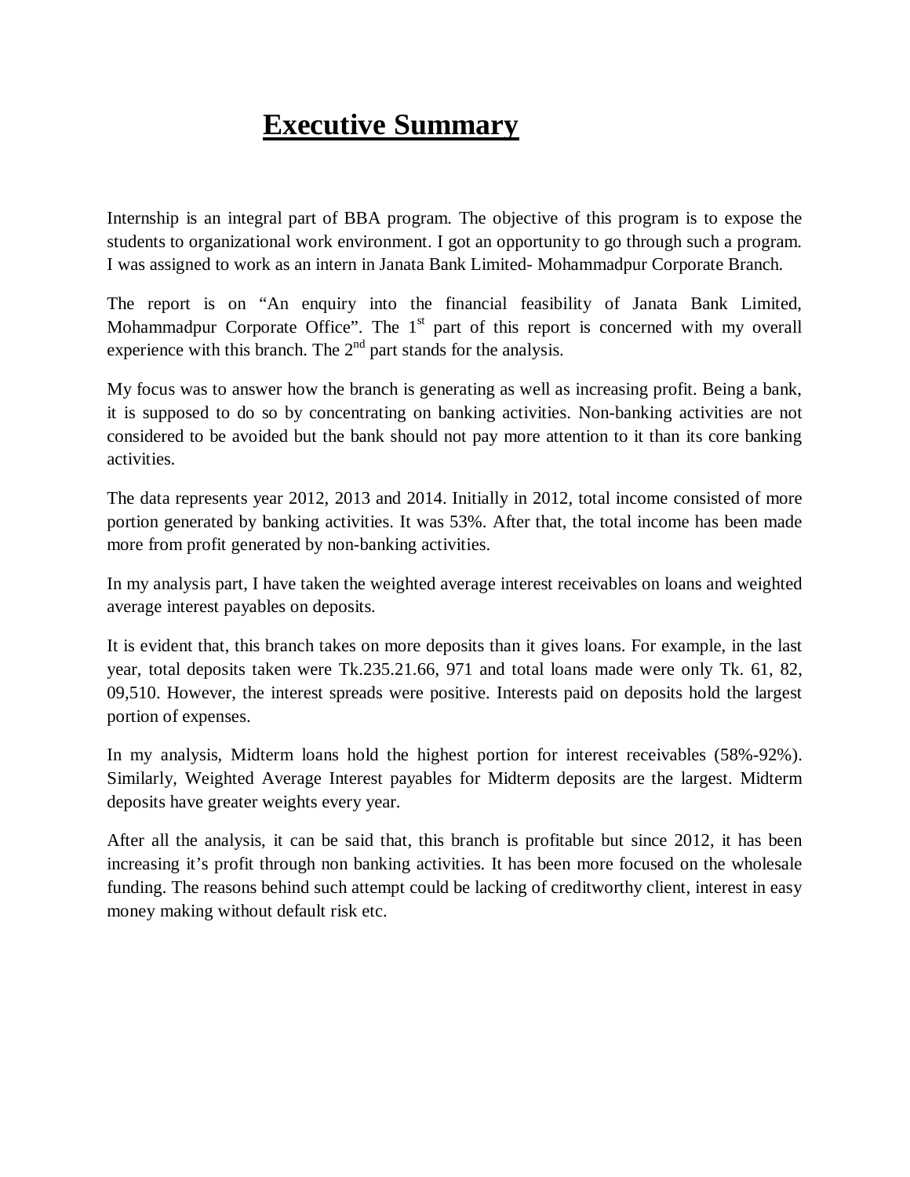# Executive Summary

Internship is an integral part of BBA program. The objective of this program is to expose the students to organizational work environment. I got an opportunity to go through such a program. I was assigned to work as an intern in Janata Bank Limited- Mohammadpur Corporate Branch.

The report is on "An enquiry into the financial feasibility of Janata Bank Limited, Mohammadpur Corporate Office". The 1st part of this report is concerned with my overall experience with this branch. The 2nd part stands for the analysis.

My focus was to answer how the branch is generating as well as increasing profit. Being a bank, it is supposed to do so by concentrating on banking activities. Non-banking activities are not considered to be avoided but the bank should not pay more attention to it than its core banking activities.

The data represents year 2012, 2013 and 2014. Initially in 2012, total income consisted of more portion generated by banking activities. It was 53%. After that, the total income has been made more from profit generated by non-banking activities.

In my analysis part, I have taken the weighted average interest receivables on loans and weighted average interest payables on deposits.

It is evident that, this branch takes on more deposits than it gives loans. For example, in the last year, total deposits taken were Tk.235.21.66, 971 and total loans made were only Tk. 61, 82, 09,510. However, the interest spreads were positive. Interests paid on deposits hold the largest portion of expenses.

In my analysis, Midterm loans hold the highest portion for interest receivables (58%-92%). Similarly, Weighted Average Interest payables for Midterm deposits are the largest. Midterm deposits have greater weights every year.

After all the analysis, it can be said that, this branch is profitable but since 2012, it has been increasing it's profit through non banking activities. It has been more focused on the wholesale funding. The reasons behind such attempt could be lacking of creditworthy client, interest in easy money making without default risk etc.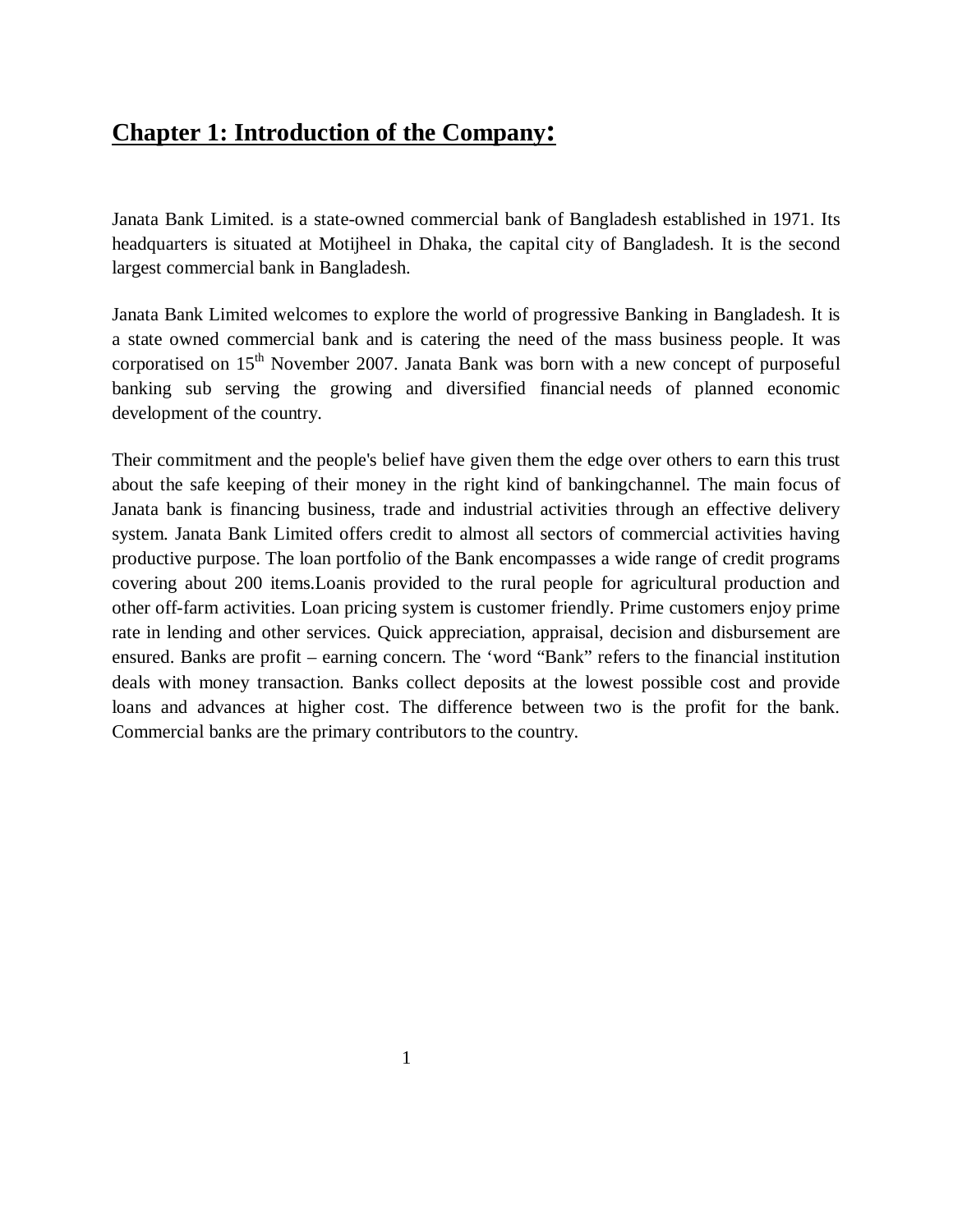# Chapter 1: Introduction of the Company:

Janata Bank Limited. is a state-owned commercial bank of Bangladesh established in 1971. Its headquarters is situated at Motijheel in Dhaka, the capital city of Bangladesh. It is the second largest commercial bank in Bangladesh.

Janata Bank Limited welcomes to explore the world of progressive Banking in Bangladesh. It is a state owned commercial bank and is catering the need of the mass business people. It was corporatised on 15th November 2007. Janata Bank was born with a new concept of purposeful banking sub serving the growing and diversified financial needs of planned economic development of the country.

Their commitment and the people's belief have given them the edge over others to earn this trust about the safe keeping of their money in the right kind of bankingchannel. The main focus of Janata bank is financing business, trade and industrial activities through an effective delivery system. Janata Bank Limited offers credit to almost all sectors of commercial activities having productive purpose. The loan portfolio of the Bank encompasses a wide range of credit programs covering about 200 items.Loanis provided to the rural people for agricultural production and other off-farm activities. Loan pricing system is customer friendly. Prime customers enjoy prime rate in lending and other services. Quick appreciation, appraisal, decision and disbursement are ensured. Banks are profit – earning concern. The 'word "Bank" refers to the financial institution deals with money transaction. Banks collect deposits at the lowest possible cost and provide loans and advances at higher cost. The difference between two is the profit for the bank. Commercial banks are the primary contributors to the country.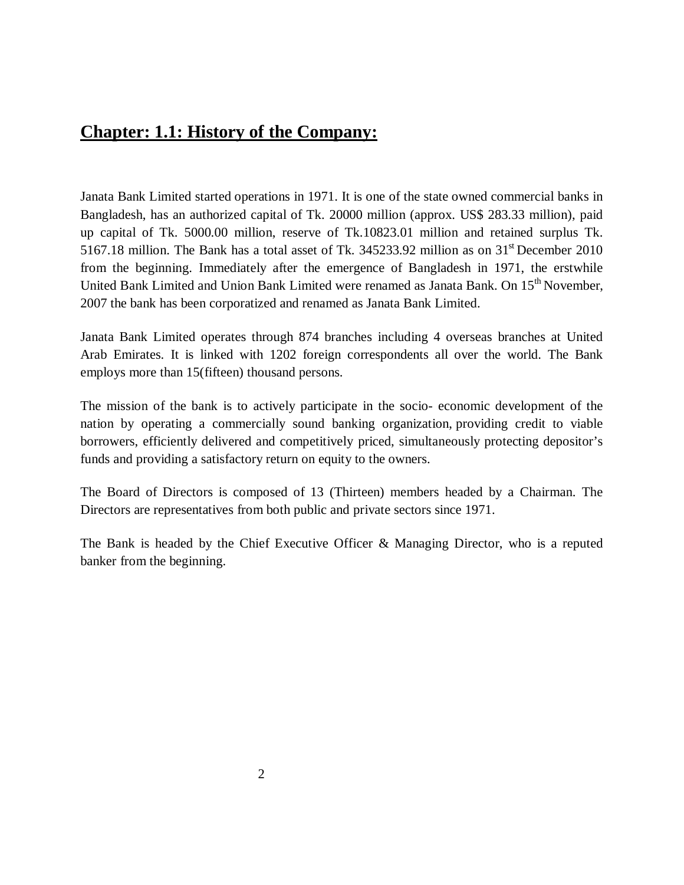## Chapter: 1.1: History of the Company:

Janata Bank Limited started operations in 1971. It is one of the state owned commercial banks in Bangladesh, has an authorized capital of Tk. 20000 million (approx. US$ 283.33 million), paid up capital of Tk. 5000.00 million, reserve of Tk.10823.01 million and retained surplus Tk. 5167.18 million. The Bank has a total asset of Tk. 345233.92 million as on 31st December 2010 from the beginning. Immediately after the emergence of Bangladesh in 1971, the erstwhile United Bank Limited and Union Bank Limited were renamed as Janata Bank. On 15th November, 2007 the bank has been corporatized and renamed as Janata Bank Limited.

Janata Bank Limited operates through 874 branches including 4 overseas branches at United Arab Emirates. It is linked with 1202 foreign correspondents all over the world. The Bank employs more than 15(fifteen) thousand persons.

The mission of the bank is to actively participate in the socio- economic development of the nation by operating a commercially sound banking organization, providing credit to viable borrowers, efficiently delivered and competitively priced, simultaneously protecting depositor's funds and providing a satisfactory return on equity to the owners.

The Board of Directors is composed of 13 (Thirteen) members headed by a Chairman. The Directors are representatives from both public and private sectors since 1971.

The Bank is headed by the Chief Executive Officer & Managing Director, who is a reputed banker from the beginning.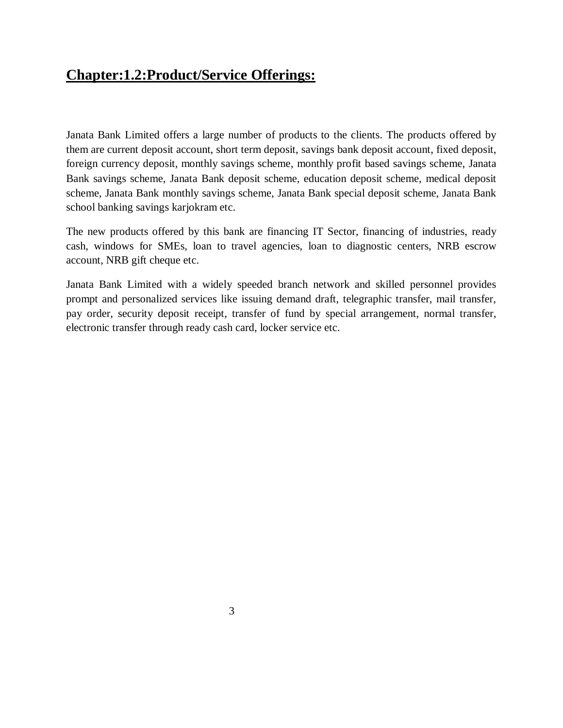## Chapter:1.2:Product/Service Offerings:

Janata Bank Limited offers a large number of products to the clients. The products offered by them are current deposit account, short term deposit, savings bank deposit account, fixed deposit, foreign currency deposit, monthly savings scheme, monthly profit based savings scheme, Janata Bank savings scheme, Janata Bank deposit scheme, education deposit scheme, medical deposit scheme, Janata Bank monthly savings scheme, Janata Bank special deposit scheme, Janata Bank school banking savings karjokram etc.

The new products offered by this bank are financing IT Sector, financing of industries, ready cash, windows for SMEs, loan to travel agencies, loan to diagnostic centers, NRB escrow account, NRB gift cheque etc.

Janata Bank Limited with a widely speeded branch network and skilled personnel provides prompt and personalized services like issuing demand draft, telegraphic transfer, mail transfer, pay order, security deposit receipt, transfer of fund by special arrangement, normal transfer, electronic transfer through ready cash card, locker service etc.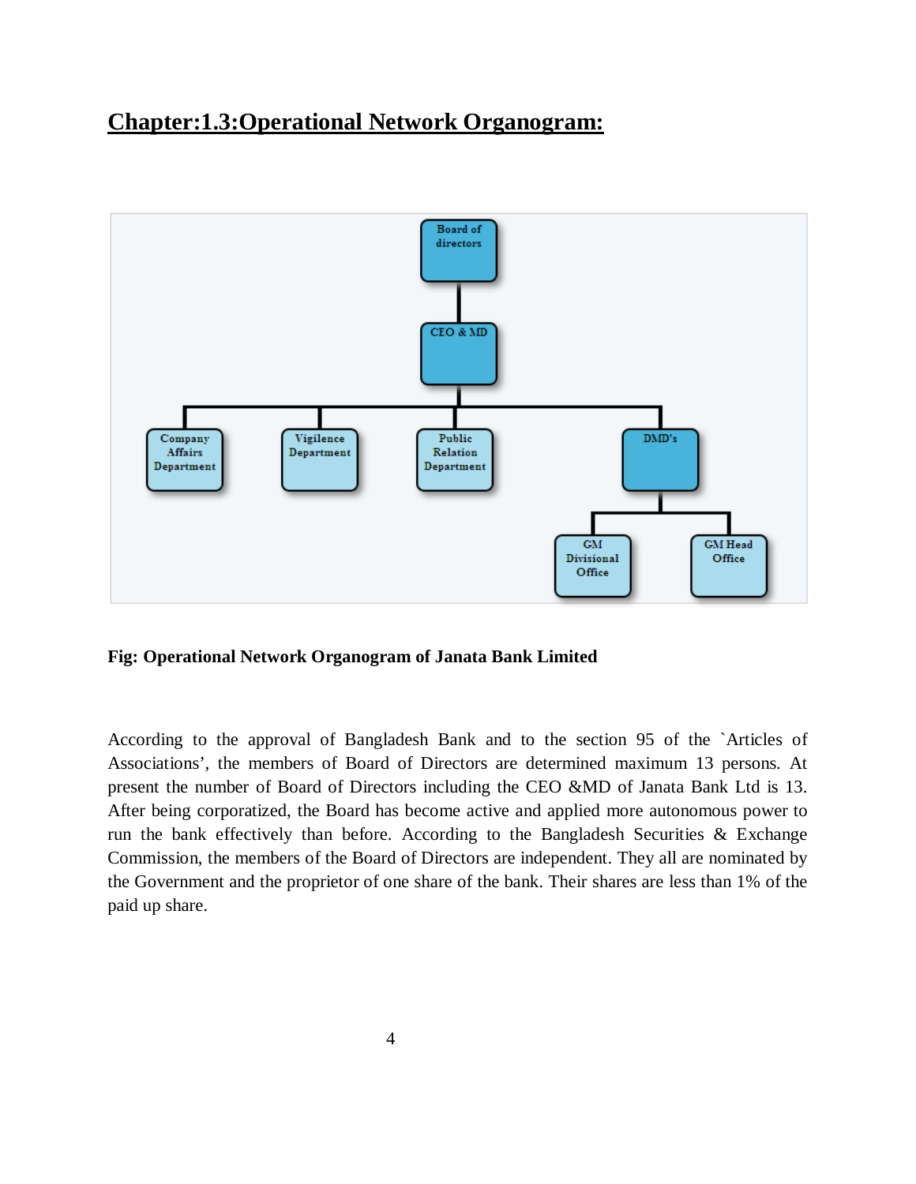## Chapter:1.3:Operational Network Organogram:

- Board of directors
  - CEO & MD
    - Company Affairs Department
    - Vigilence Department
    - Public Relation Department
    - DMD's
      - GM Divisional Office
      - GM Head Office

**Fig: Operational Network Organogram of Janata Bank Limited**

According to the approval of Bangladesh Bank and to the section 95 of the `Articles of Associations', the members of Board of Directors are determined maximum 13 persons. At present the number of Board of Directors including the CEO &MD of Janata Bank Ltd is 13. After being corporatized, the Board has become active and applied more autonomous power to run the bank effectively than before. According to the Bangladesh Securities & Exchange Commission, the members of the Board of Directors are independent. They all are nominated by the Government and the proprietor of one share of the bank. Their shares are less than 1% of the paid up share.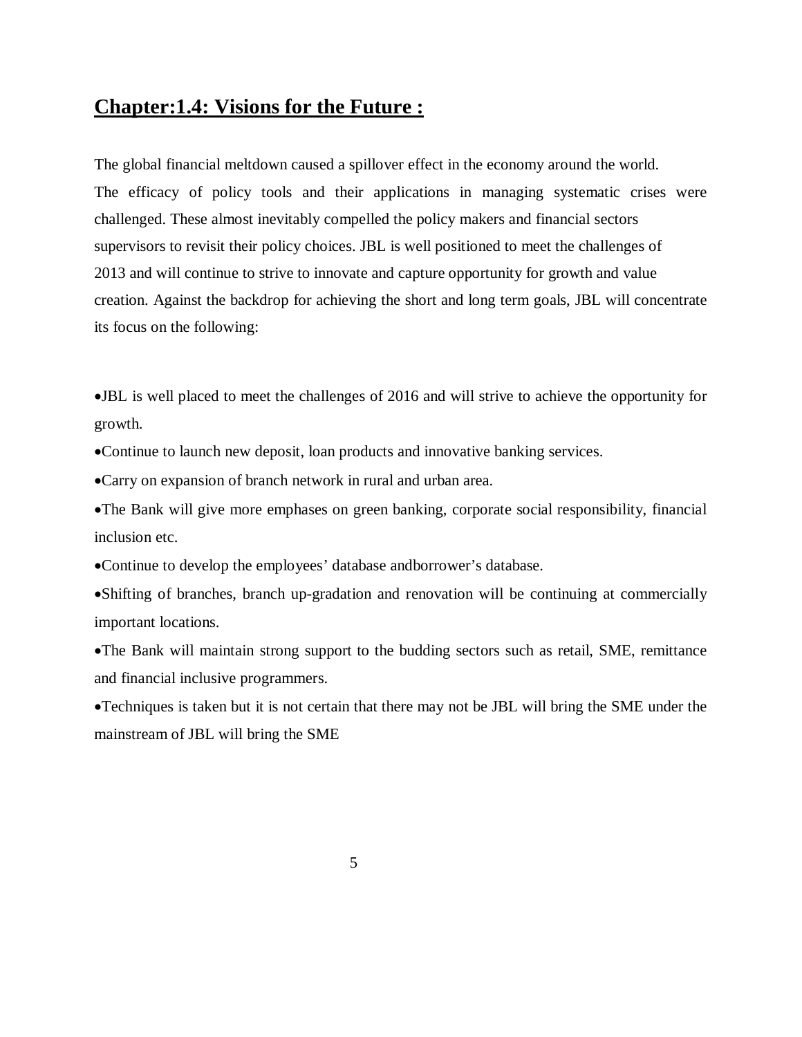## Chapter:1.4: Visions for the Future :

The global financial meltdown caused a spillover effect in the economy around the world. The efficacy of policy tools and their applications in managing systematic crises were challenged. These almost inevitably compelled the policy makers and financial sectors supervisors to revisit their policy choices. JBL is well positioned to meet the challenges of 2013 and will continue to strive to innovate and capture opportunity for growth and value creation. Against the backdrop for achieving the short and long term goals, JBL will concentrate its focus on the following:

- JBL is well placed to meet the challenges of 2016 and will strive to achieve the opportunity for growth.
- Continue to launch new deposit, loan products and innovative banking services.
- Carry on expansion of branch network in rural and urban area.
- The Bank will give more emphases on green banking, corporate social responsibility, financial inclusion etc.
- Continue to develop the employees' database andborrower's database.
- Shifting of branches, branch up-gradation and renovation will be continuing at commercially important locations.
- The Bank will maintain strong support to the budding sectors such as retail, SME, remittance and financial inclusive programmers.
- Techniques is taken but it is not certain that there may not be JBL will bring the SME under the mainstream of JBL will bring the SME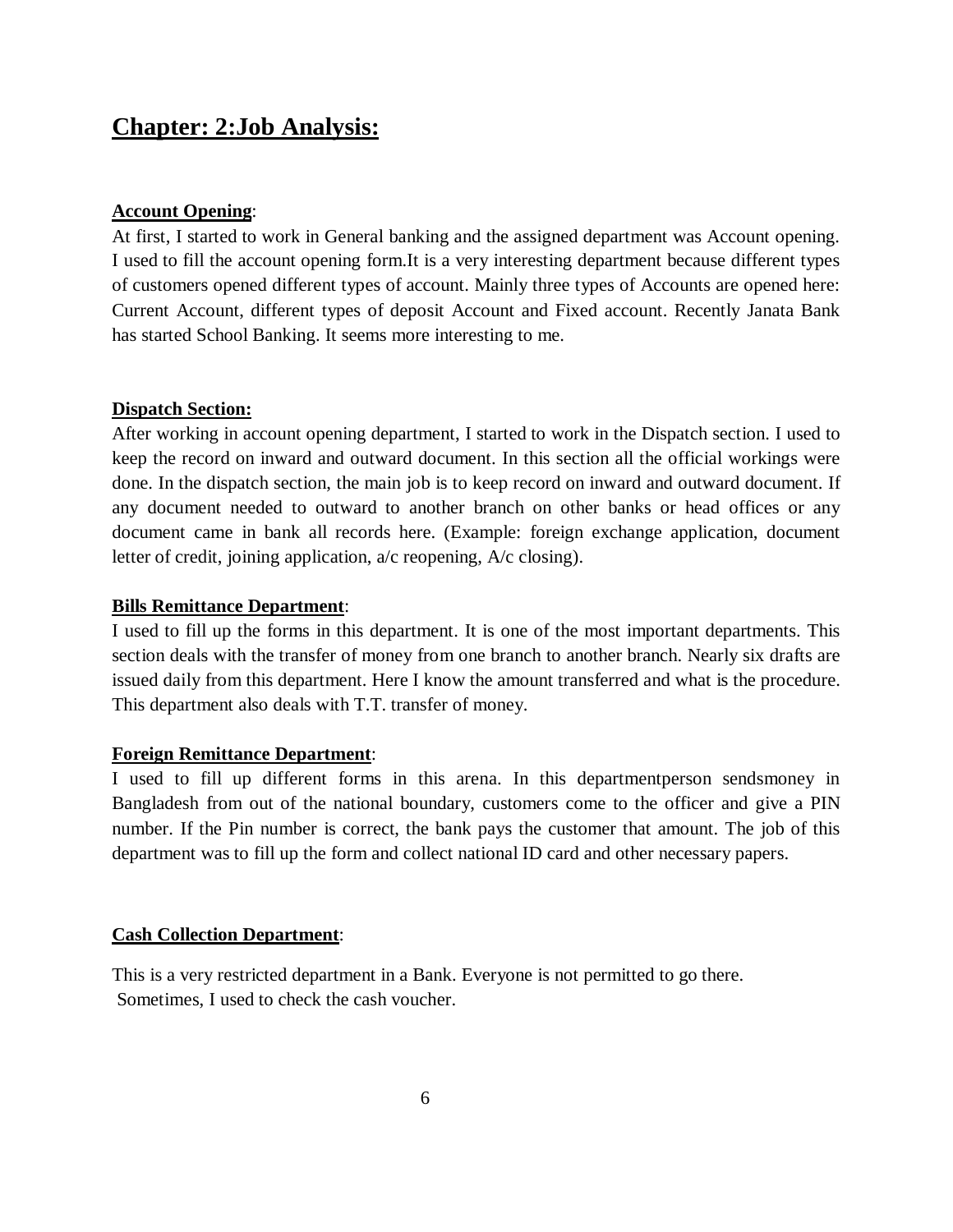# **Chapter: 2:Job Analysis:**

**Account Opening**:

At first, I started to work in General banking and the assigned department was Account opening. I used to fill the account opening form.It is a very interesting department because different types of customers opened different types of account. Mainly three types of Accounts are opened here: Current Account, different types of deposit Account and Fixed account. Recently Janata Bank has started School Banking. It seems more interesting to me.

**Dispatch Section:**

After working in account opening department, I started to work in the Dispatch section. I used to keep the record on inward and outward document. In this section all the official workings were done. In the dispatch section, the main job is to keep record on inward and outward document. If any document needed to outward to another branch on other banks or head offices or any document came in bank all records here. (Example: foreign exchange application, document letter of credit, joining application, a/c reopening, A/c closing).

**Bills Remittance Department**:

I used to fill up the forms in this department. It is one of the most important departments. This section deals with the transfer of money from one branch to another branch. Nearly six drafts are issued daily from this department. Here I know the amount transferred and what is the procedure. This department also deals with T.T. transfer of money.

**Foreign Remittance Department**:

I used to fill up different forms in this arena. In this departmentperson sendsmoney in Bangladesh from out of the national boundary, customers come to the officer and give a PIN number. If the Pin number is correct, the bank pays the customer that amount. The job of this department was to fill up the form and collect national ID card and other necessary papers.

**Cash Collection Department**:

This is a very restricted department in a Bank. Everyone is not permitted to go there. Sometimes, I used to check the cash voucher.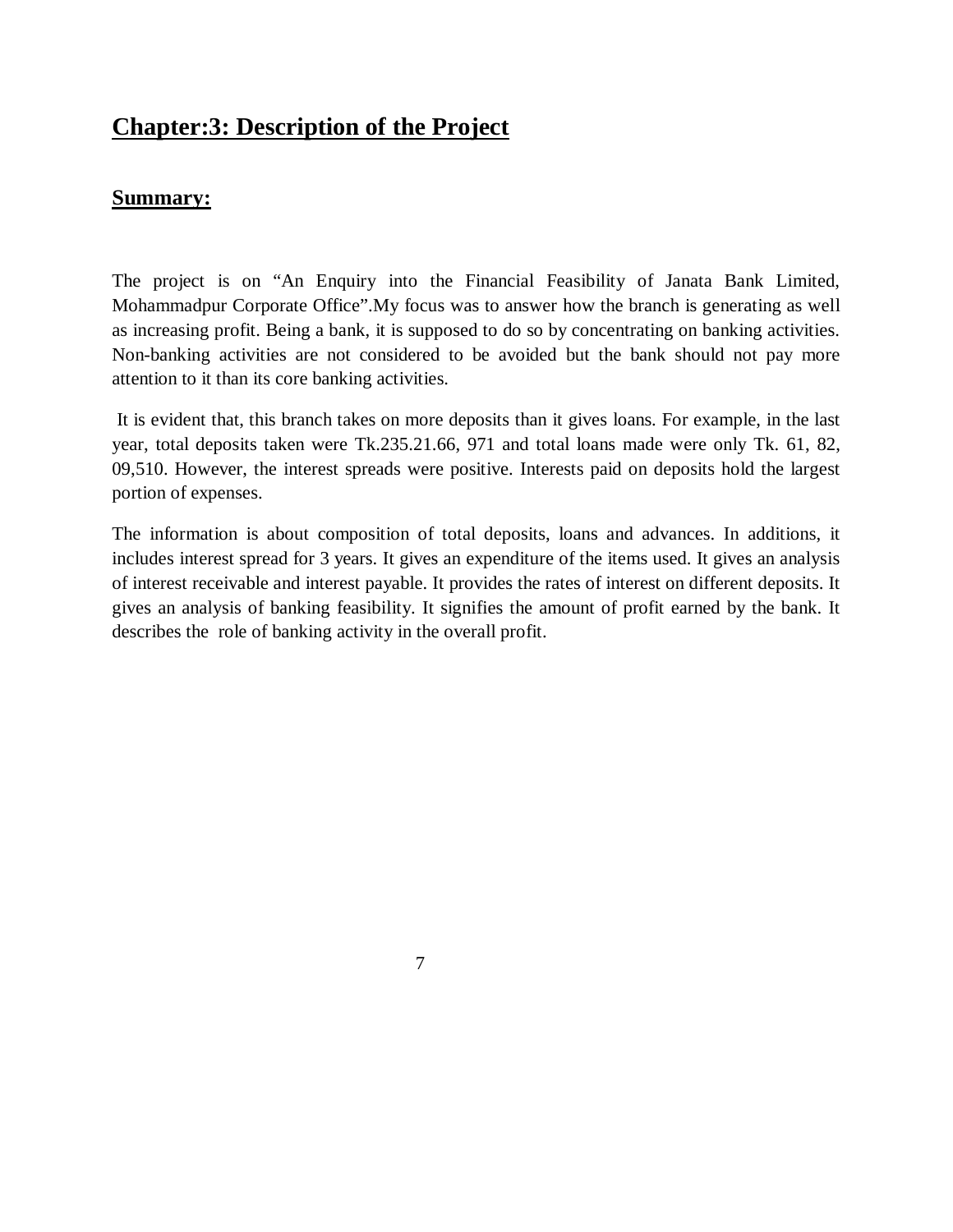# Chapter:3: Description of the Project

## Summary:

The project is on "An Enquiry into the Financial Feasibility of Janata Bank Limited, Mohammadpur Corporate Office".My focus was to answer how the branch is generating as well as increasing profit. Being a bank, it is supposed to do so by concentrating on banking activities. Non-banking activities are not considered to be avoided but the bank should not pay more attention to it than its core banking activities.

It is evident that, this branch takes on more deposits than it gives loans. For example, in the last year, total deposits taken were Tk.235.21.66, 971 and total loans made were only Tk. 61, 82, 09,510. However, the interest spreads were positive. Interests paid on deposits hold the largest portion of expenses.

The information is about composition of total deposits, loans and advances. In additions, it includes interest spread for 3 years. It gives an expenditure of the items used. It gives an analysis of interest receivable and interest payable. It provides the rates of interest on different deposits. It gives an analysis of banking feasibility. It signifies the amount of profit earned by the bank. It describes the role of banking activity in the overall profit.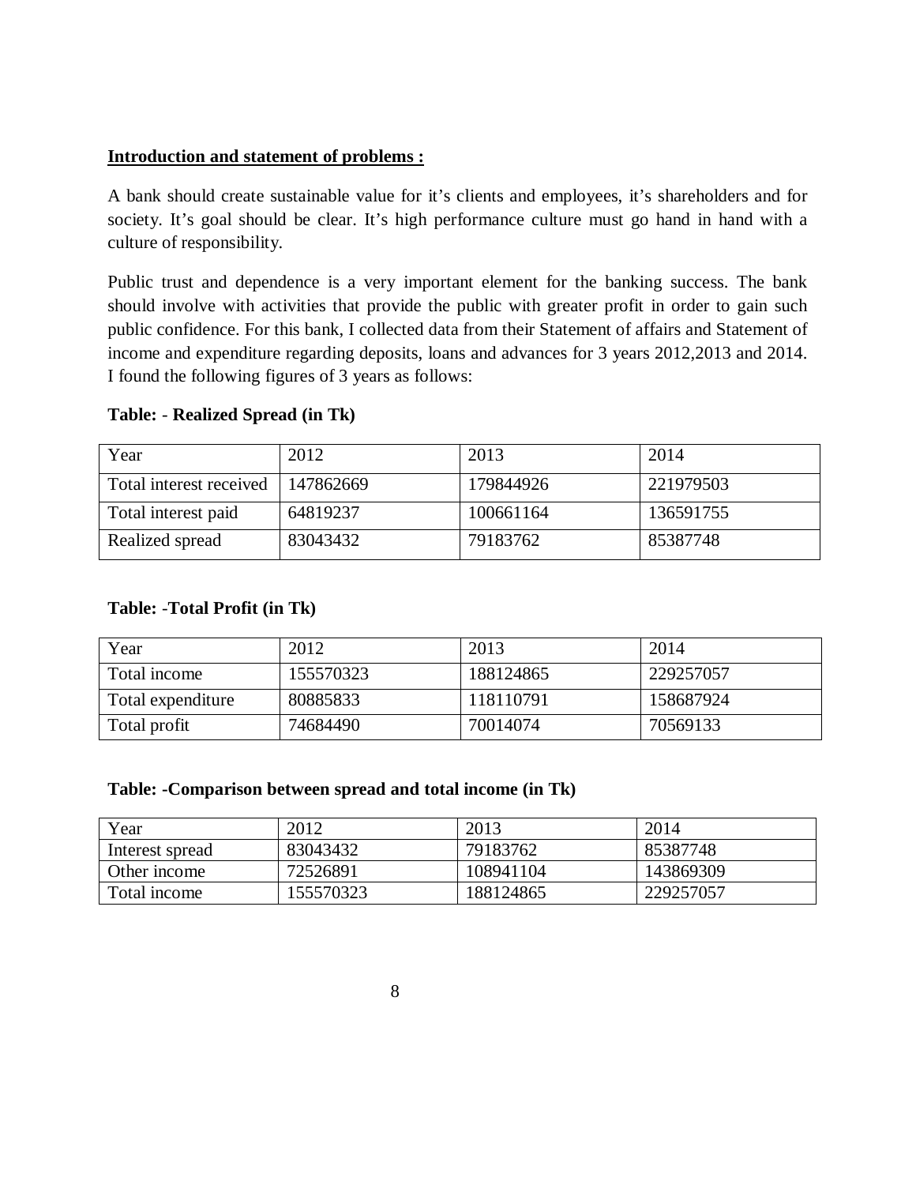**Introduction and statement of problems :**

A bank should create sustainable value for it's clients and employees, it's shareholders and for society. It's goal should be clear. It's high performance culture must go hand in hand with a culture of responsibility.

Public trust and dependence is a very important element for the banking success. The bank should involve with activities that provide the public with greater profit in order to gain such public confidence. For this bank, I collected data from their Statement of affairs and Statement of income and expenditure regarding deposits, loans and advances for 3 years 2012,2013 and 2014. I found the following figures of 3 years as follows:

**Table: - Realized Spread (in Tk)**

| Year | 2012 | 2013 | 2014 |
| --- | --- | --- | --- |
| Total interest received | 147862669 | 179844926 | 221979503 |
| Total interest paid | 64819237 | 100661164 | 136591755 |
| Realized spread | 83043432 | 79183762 | 85387748 |

**Table: -Total Profit (in Tk)**

| Year | 2012 | 2013 | 2014 |
| --- | --- | --- | --- |
| Total income | 155570323 | 188124865 | 229257057 |
| Total expenditure | 80885833 | 118110791 | 158687924 |
| Total profit | 74684490 | 70014074 | 70569133 |

**Table: -Comparison between spread and total income (in Tk)**

| Year | 2012 | 2013 | 2014 |
| --- | --- | --- | --- |
| Interest spread | 83043432 | 79183762 | 85387748 |
| Other income | 72526891 | 108941104 | 143869309 |
| Total income | 155570323 | 188124865 | 229257057 |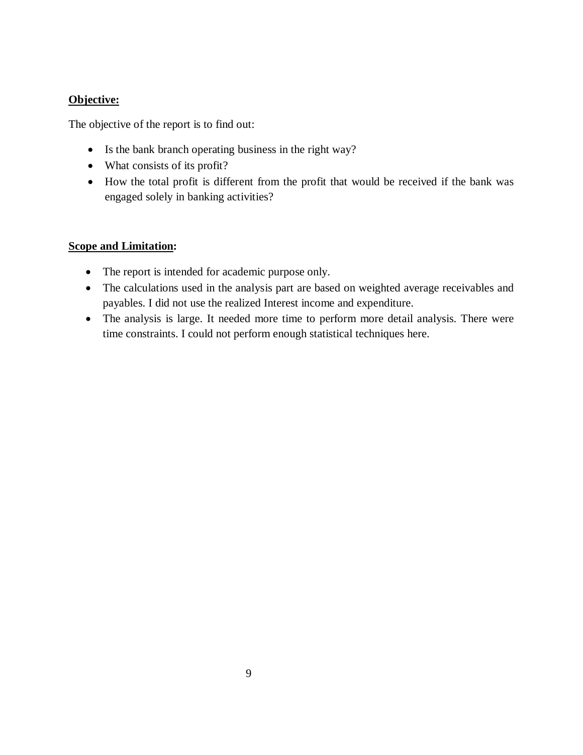**Objective:**

The objective of the report is to find out:

- Is the bank branch operating business in the right way?
- What consists of its profit?
- How the total profit is different from the profit that would be received if the bank was engaged solely in banking activities?

**Scope and Limitation:**

- The report is intended for academic purpose only.
- The calculations used in the analysis part are based on weighted average receivables and payables. I did not use the realized Interest income and expenditure.
- The analysis is large. It needed more time to perform more detail analysis. There were time constraints. I could not perform enough statistical techniques here.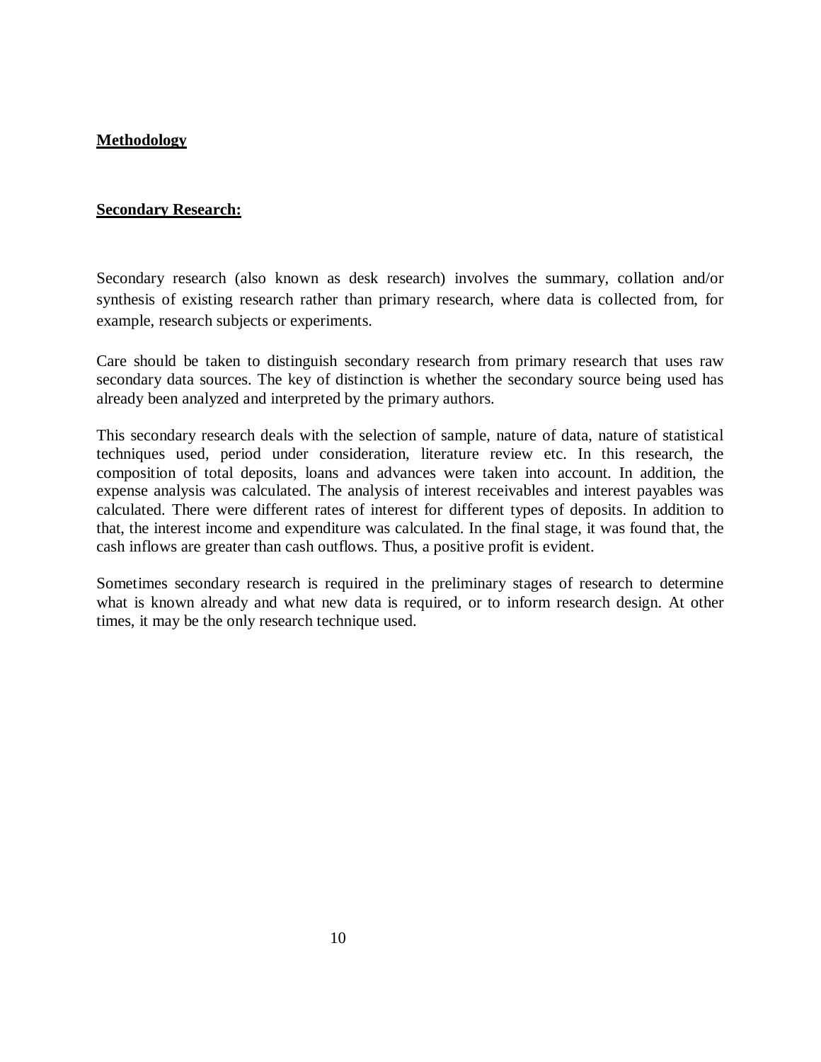## Methodology

### Secondary Research:

Secondary research (also known as desk research) involves the summary, collation and/or synthesis of existing research rather than primary research, where data is collected from, for example, research subjects or experiments.

Care should be taken to distinguish secondary research from primary research that uses raw secondary data sources. The key of distinction is whether the secondary source being used has already been analyzed and interpreted by the primary authors.

This secondary research deals with the selection of sample, nature of data, nature of statistical techniques used, period under consideration, literature review etc. In this research, the composition of total deposits, loans and advances were taken into account. In addition, the expense analysis was calculated. The analysis of interest receivables and interest payables was calculated. There were different rates of interest for different types of deposits. In addition to that, the interest income and expenditure was calculated. In the final stage, it was found that, the cash inflows are greater than cash outflows. Thus, a positive profit is evident.

Sometimes secondary research is required in the preliminary stages of research to determine what is known already and what new data is required, or to inform research design. At other times, it may be the only research technique used.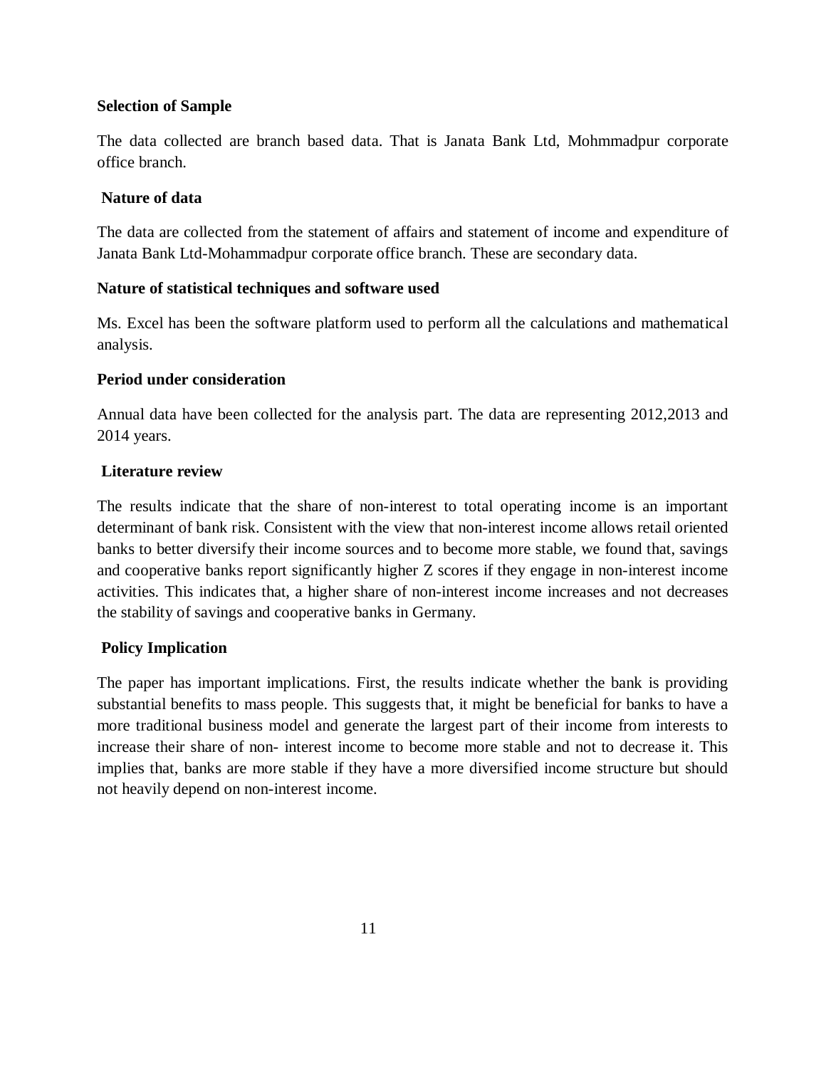**Selection of Sample**

The data collected are branch based data. That is Janata Bank Ltd, Mohmmadpur corporate office branch.

**Nature of data**

The data are collected from the statement of affairs and statement of income and expenditure of Janata Bank Ltd-Mohammadpur corporate office branch. These are secondary data.

**Nature of statistical techniques and software used**

Ms. Excel has been the software platform used to perform all the calculations and mathematical analysis.

**Period under consideration**

Annual data have been collected for the analysis part. The data are representing 2012,2013 and 2014 years.

**Literature review**

The results indicate that the share of non-interest to total operating income is an important determinant of bank risk. Consistent with the view that non-interest income allows retail oriented banks to better diversify their income sources and to become more stable, we found that, savings and cooperative banks report significantly higher Z scores if they engage in non-interest income activities. This indicates that, a higher share of non-interest income increases and not decreases the stability of savings and cooperative banks in Germany.

**Policy Implication**

The paper has important implications. First, the results indicate whether the bank is providing substantial benefits to mass people. This suggests that, it might be beneficial for banks to have a more traditional business model and generate the largest part of their income from interests to increase their share of non- interest income to become more stable and not to decrease it. This implies that, banks are more stable if they have a more diversified income structure but should not heavily depend on non-interest income.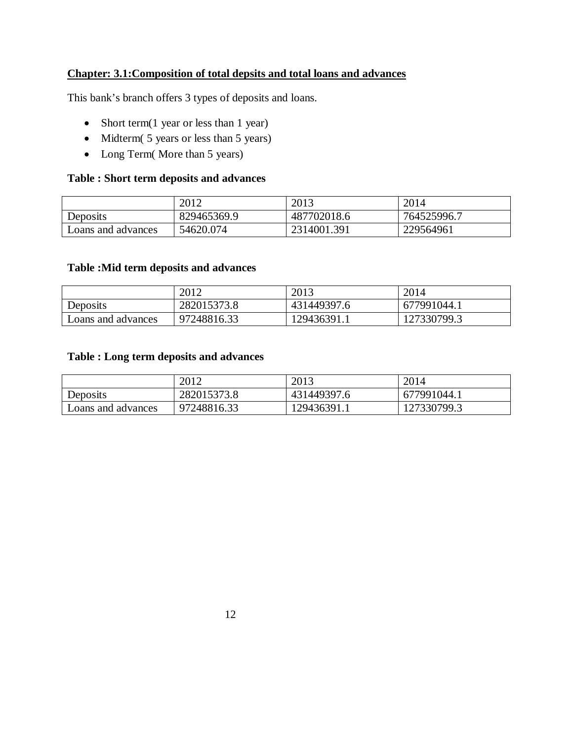## Chapter: 3.1:Composition of total depsits and total loans and advances

This bank's branch offers 3 types of deposits and loans.

- Short term(1 year or less than 1 year)
- Midterm( 5 years or less than 5 years)
- Long Term( More than 5 years)

**Table : Short term deposits and advances**

| | 2012 | 2013 | 2014 |
|---|---|---|---|
| Deposits | 829465369.9 | 487702018.6 | 764525996.7 |
| Loans and advances | 54620.074 | 2314001.391 | 229564961 |

**Table :Mid term deposits and advances**

| | 2012 | 2013 | 2014 |
|---|---|---|---|
| Deposits | 282015373.8 | 431449397.6 | 677991044.1 |
| Loans and advances | 97248816.33 | 129436391.1 | 127330799.3 |

**Table : Long term deposits and advances**

| | 2012 | 2013 | 2014 |
|---|---|---|---|
| Deposits | 282015373.8 | 431449397.6 | 677991044.1 |
| Loans and advances | 97248816.33 | 129436391.1 | 127330799.3 |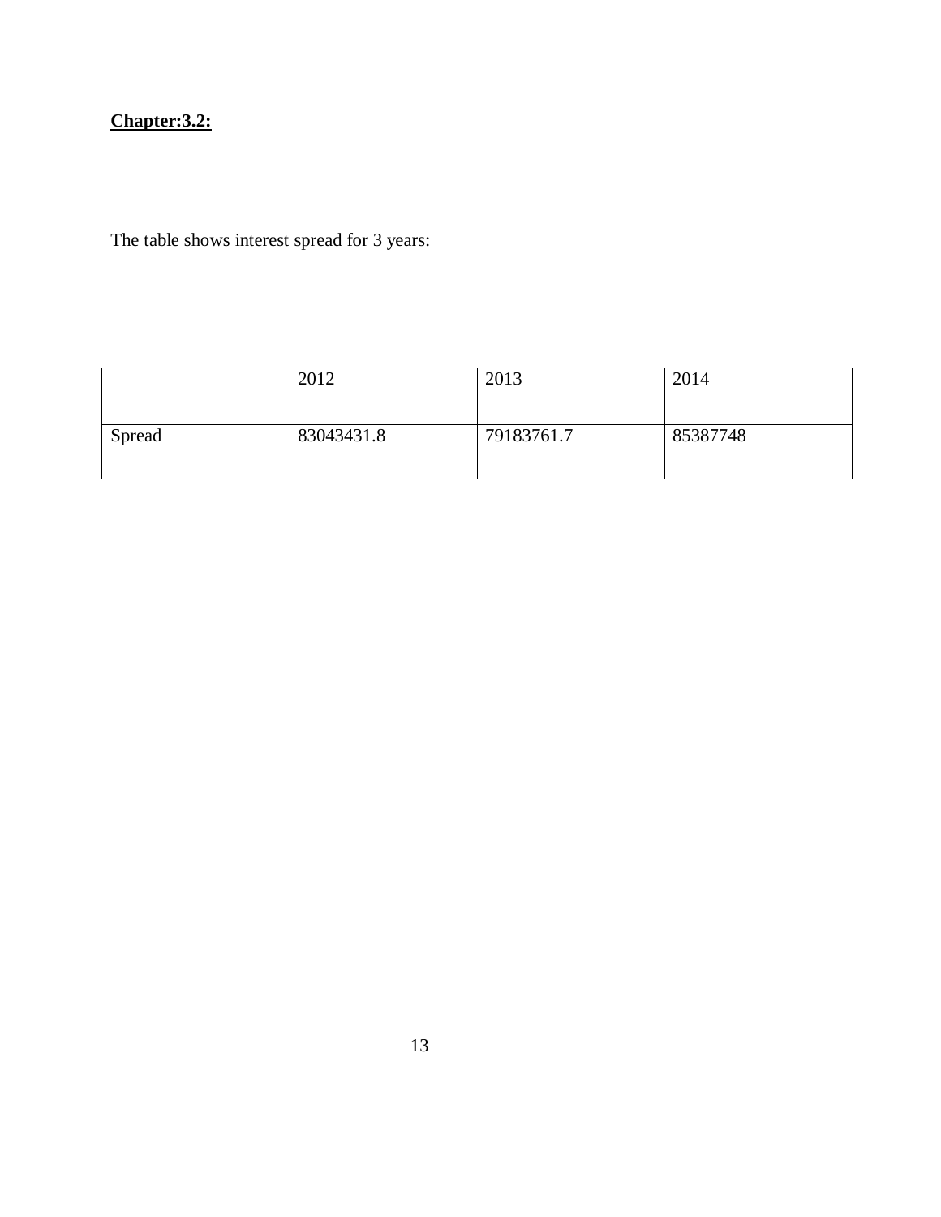**Chapter:3.2:**

The table shows interest spread for 3 years:

| | 2012 | 2013 | 2014 |
|---|---|---|---|
| Spread | 83043431.8 | 79183761.7 | 85387748 |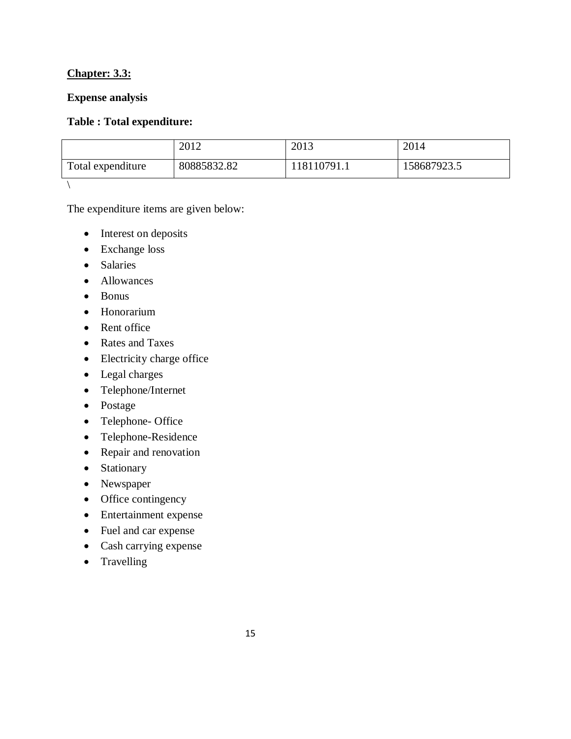**Chapter: 3.3:**

**Expense analysis**

**Table : Total expenditure:**

| | 2012 | 2013 | 2014 |
|---|---|---|---|
| Total expenditure | 80885832.82 | 118110791.1 | 158687923.5 |

\

The expenditure items are given below:

- Interest on deposits
- Exchange loss
- Salaries
- Allowances
- Bonus
- Honorarium
- Rent office
- Rates and Taxes
- Electricity charge office
- Legal charges
- Telephone/Internet
- Postage
- Telephone- Office
- Telephone-Residence
- Repair and renovation
- Stationary
- Newspaper
- Office contingency
- Entertainment expense
- Fuel and car expense
- Cash carrying expense
- Travelling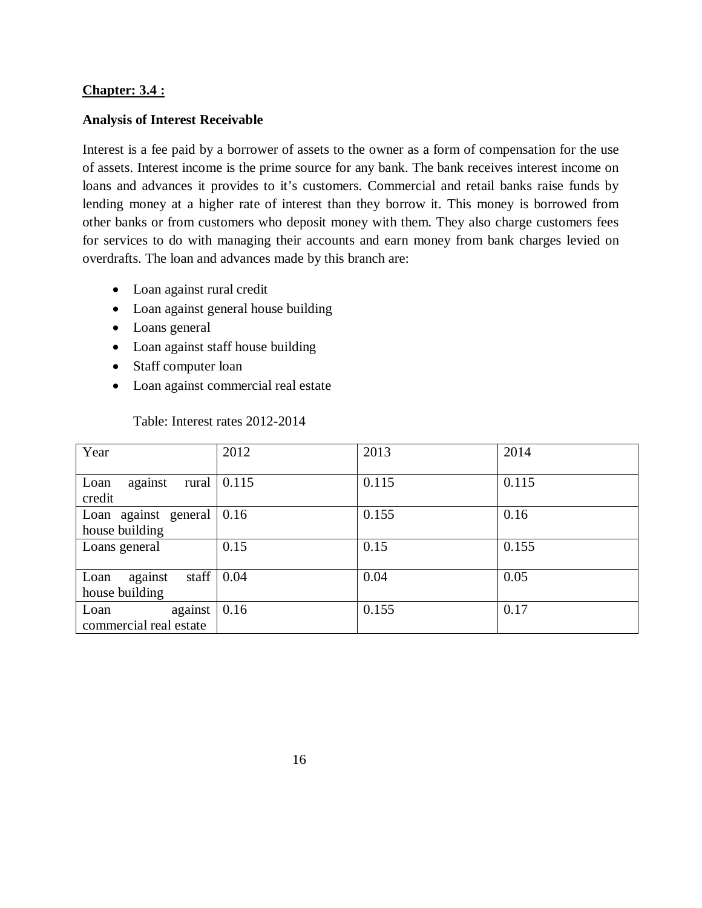**Chapter: 3.4 :**

**Analysis of Interest Receivable**

Interest is a fee paid by a borrower of assets to the owner as a form of compensation for the use of assets. Interest income is the prime source for any bank. The bank receives interest income on loans and advances it provides to it's customers. Commercial and retail banks raise funds by lending money at a higher rate of interest than they borrow it. This money is borrowed from other banks or from customers who deposit money with them. They also charge customers fees for services to do with managing their accounts and earn money from bank charges levied on overdrafts. The loan and advances made by this branch are:

- Loan against rural credit
- Loan against general house building
- Loans general
- Loan against staff house building
- Staff computer loan
- Loan against commercial real estate

Table: Interest rates 2012-2014

| Year | 2012 | 2013 | 2014 |
|---|---|---|---|
| Loan against rural credit | 0.115 | 0.115 | 0.115 |
| Loan against general house building | 0.16 | 0.155 | 0.16 |
| Loans general | 0.15 | 0.15 | 0.155 |
| Loan against staff house building | 0.04 | 0.04 | 0.05 |
| Loan against commercial real estate | 0.16 | 0.155 | 0.17 |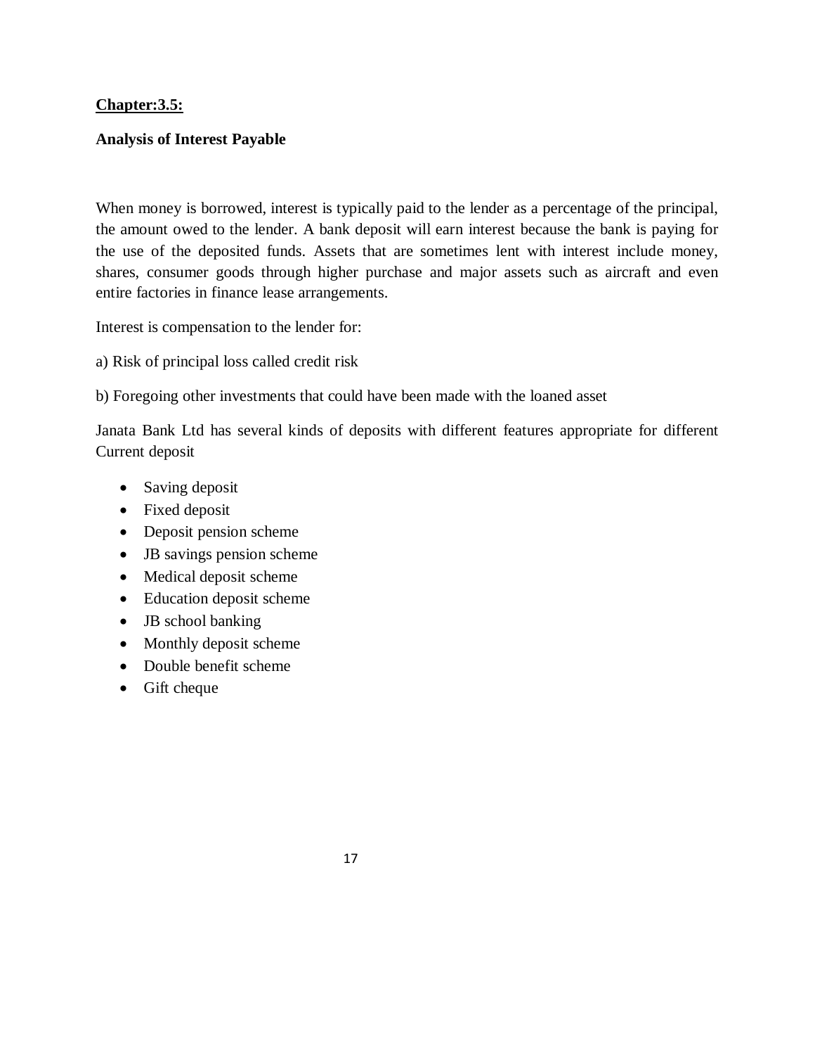**Chapter:3.5:**

**Analysis of Interest Payable**

When money is borrowed, interest is typically paid to the lender as a percentage of the principal, the amount owed to the lender. A bank deposit will earn interest because the bank is paying for the use of the deposited funds. Assets that are sometimes lent with interest include money, shares, consumer goods through higher purchase and major assets such as aircraft and even entire factories in finance lease arrangements.

Interest is compensation to the lender for:

a) Risk of principal loss called credit risk

b) Foregoing other investments that could have been made with the loaned asset

Janata Bank Ltd has several kinds of deposits with different features appropriate for different Current deposit

- Saving deposit
- Fixed deposit
- Deposit pension scheme
- JB savings pension scheme
- Medical deposit scheme
- Education deposit scheme
- JB school banking
- Monthly deposit scheme
- Double benefit scheme
- Gift cheque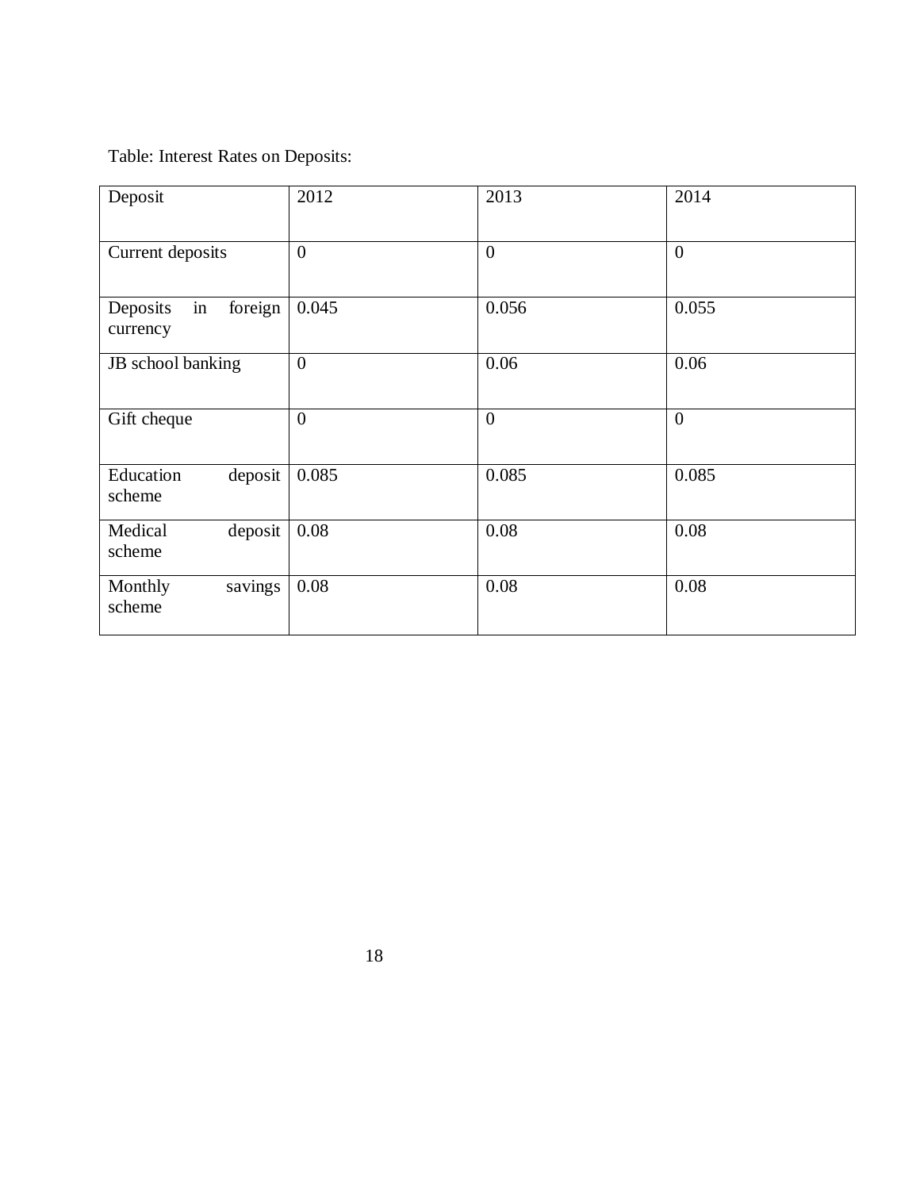Table: Interest Rates on Deposits:

| Deposit | 2012 | 2013 | 2014 |
|---|---|---|---|
| Current deposits | 0 | 0 | 0 |
| Deposits in foreign currency | 0.045 | 0.056 | 0.055 |
| JB school banking | 0 | 0.06 | 0.06 |
| Gift cheque | 0 | 0 | 0 |
| Education deposit scheme | 0.085 | 0.085 | 0.085 |
| Medical deposit scheme | 0.08 | 0.08 | 0.08 |
| Monthly savings scheme | 0.08 | 0.08 | 0.08 |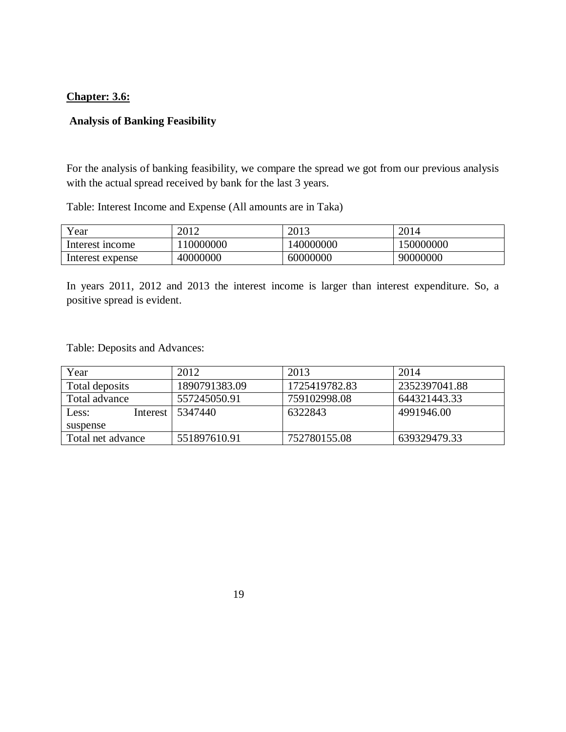**Chapter: 3.6:**

**Analysis of Banking Feasibility**

For the analysis of banking feasibility, we compare the spread we got from our previous analysis with the actual spread received by bank for the last 3 years.

Table: Interest Income and Expense (All amounts are in Taka)

| Year | 2012 | 2013 | 2014 |
|---|---|---|---|
| Interest income | 110000000 | 140000000 | 150000000 |
| Interest expense | 40000000 | 60000000 | 90000000 |

In years 2011, 2012 and 2013 the interest income is larger than interest expenditure. So, a positive spread is evident.

Table: Deposits and Advances:

| Year | 2012 | 2013 | 2014 |
|---|---|---|---|
| Total deposits | 1890791383.09 | 1725419782.83 | 2352397041.88 |
| Total advance | 557245050.91 | 759102998.08 | 644321443.33 |
| Less: Interest suspense | 5347440 | 6322843 | 4991946.00 |
| Total net advance | 551897610.91 | 752780155.08 | 639329479.33 |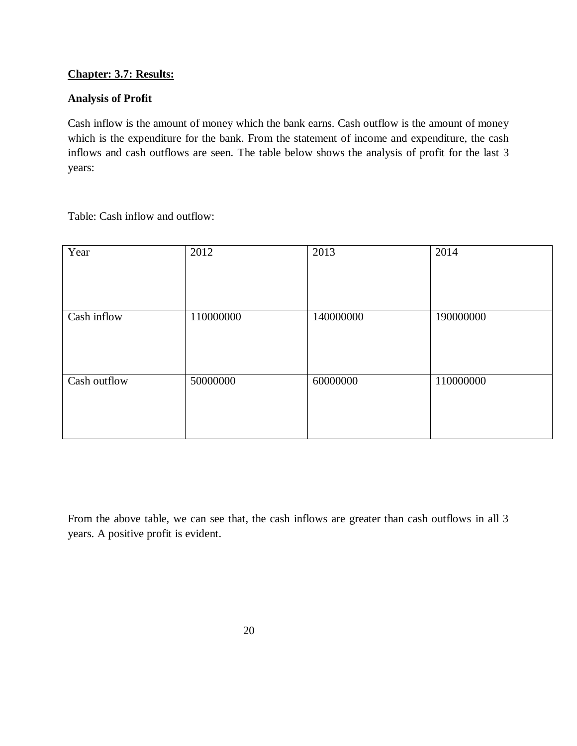## Chapter: 3.7: Results:

### Analysis of Profit

Cash inflow is the amount of money which the bank earns. Cash outflow is the amount of money which is the expenditure for the bank. From the statement of income and expenditure, the cash inflows and cash outflows are seen. The table below shows the analysis of profit for the last 3 years:

Table: Cash inflow and outflow:

| Year | 2012 | 2013 | 2014 |
|---|---|---|---|
| Cash inflow | 110000000 | 140000000 | 190000000 |
| Cash outflow | 50000000 | 60000000 | 110000000 |

From the above table, we can see that, the cash inflows are greater than cash outflows in all 3 years. A positive profit is evident.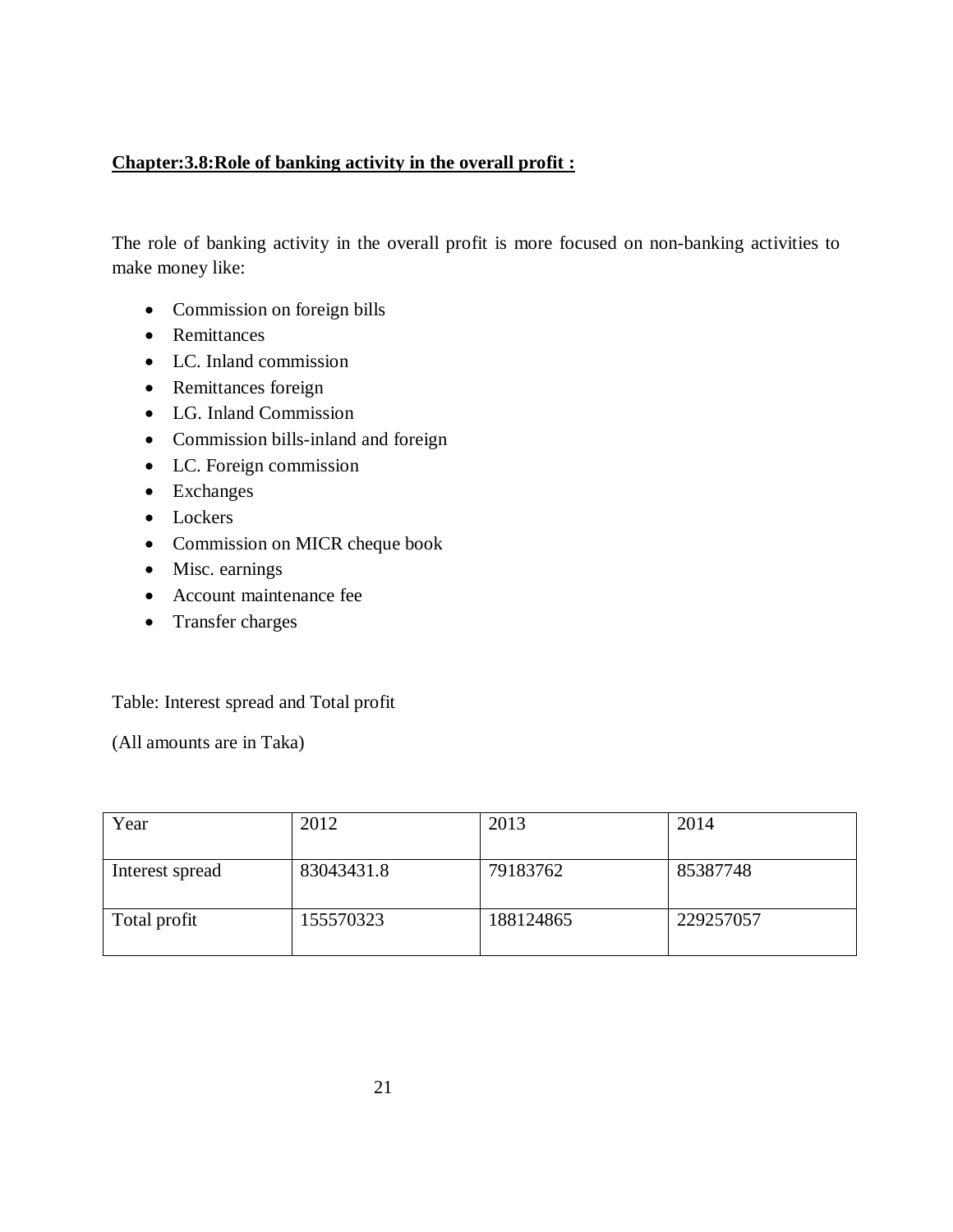## Chapter:3.8:Role of banking activity in the overall profit :

The role of banking activity in the overall profit is more focused on non-banking activities to make money like:

- Commission on foreign bills
- Remittances
- LC. Inland commission
- Remittances foreign
- LG. Inland Commission
- Commission bills-inland and foreign
- LC. Foreign commission
- Exchanges
- Lockers
- Commission on MICR cheque book
- Misc. earnings
- Account maintenance fee
- Transfer charges

Table: Interest spread and Total profit

(All amounts are in Taka)

| Year | 2012 | 2013 | 2014 |
|---|---|---|---|
| Interest spread | 83043431.8 | 79183762 | 85387748 |
| Total profit | 155570323 | 188124865 | 229257057 |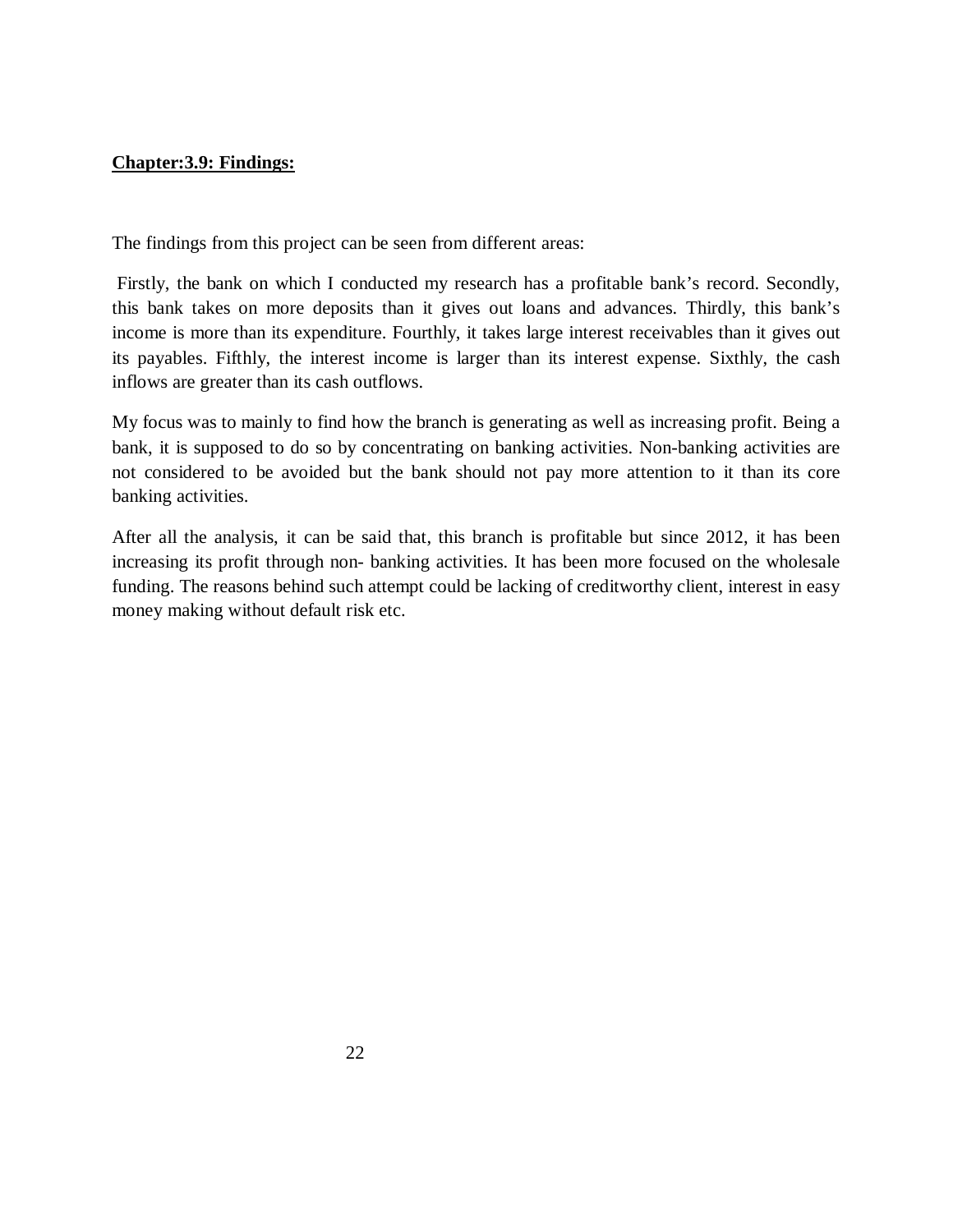**Chapter:3.9: Findings:**

The findings from this project can be seen from different areas:

Firstly, the bank on which I conducted my research has a profitable bank's record. Secondly, this bank takes on more deposits than it gives out loans and advances. Thirdly, this bank's income is more than its expenditure. Fourthly, it takes large interest receivables than it gives out its payables. Fifthly, the interest income is larger than its interest expense. Sixthly, the cash inflows are greater than its cash outflows.

My focus was to mainly to find how the branch is generating as well as increasing profit. Being a bank, it is supposed to do so by concentrating on banking activities. Non-banking activities are not considered to be avoided but the bank should not pay more attention to it than its core banking activities.

After all the analysis, it can be said that, this branch is profitable but since 2012, it has been increasing its profit through non- banking activities. It has been more focused on the wholesale funding. The reasons behind such attempt could be lacking of creditworthy client, interest in easy money making without default risk etc.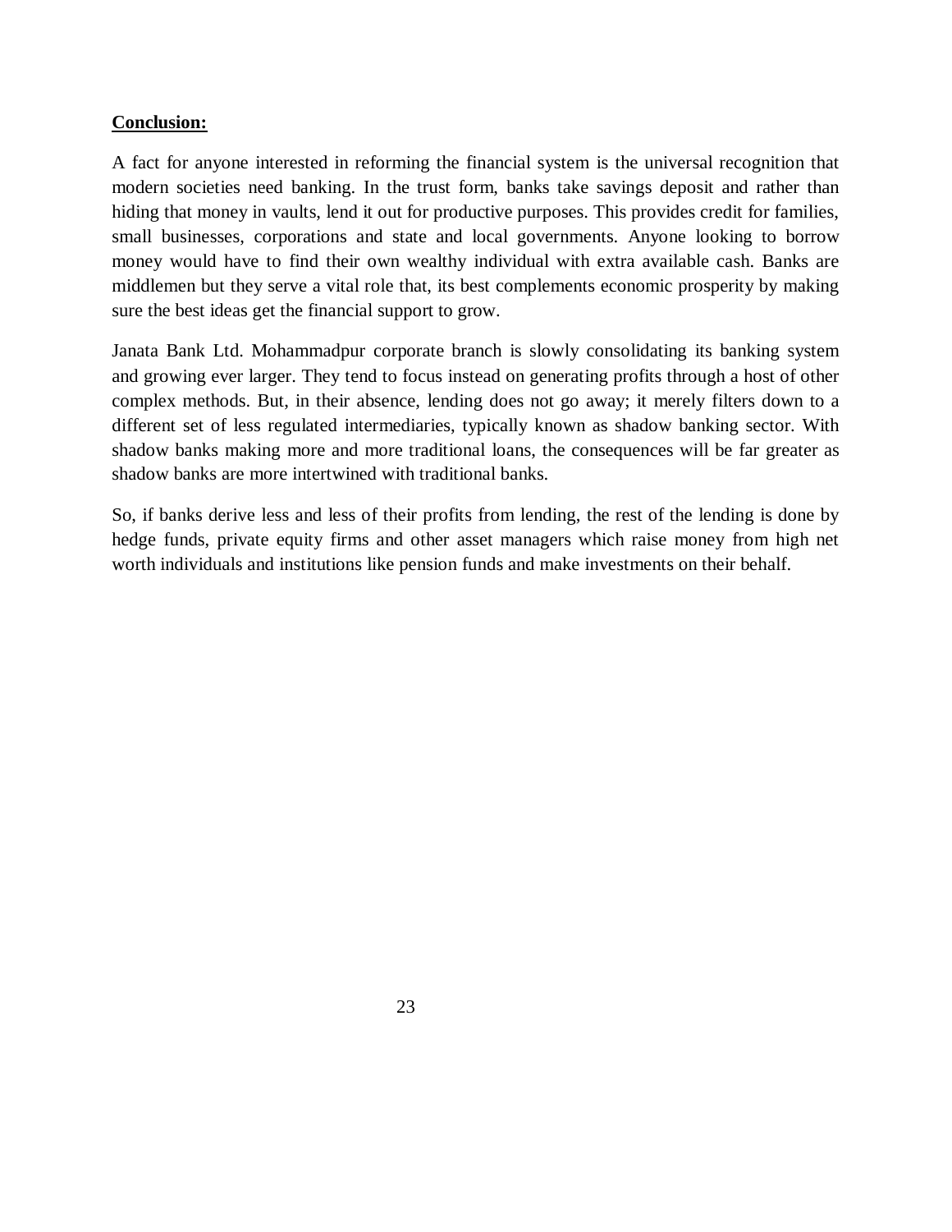**Conclusion:**

A fact for anyone interested in reforming the financial system is the universal recognition that modern societies need banking. In the trust form, banks take savings deposit and rather than hiding that money in vaults, lend it out for productive purposes. This provides credit for families, small businesses, corporations and state and local governments. Anyone looking to borrow money would have to find their own wealthy individual with extra available cash. Banks are middlemen but they serve a vital role that, its best complements economic prosperity by making sure the best ideas get the financial support to grow.

Janata Bank Ltd. Mohammadpur corporate branch is slowly consolidating its banking system and growing ever larger. They tend to focus instead on generating profits through a host of other complex methods. But, in their absence, lending does not go away; it merely filters down to a different set of less regulated intermediaries, typically known as shadow banking sector. With shadow banks making more and more traditional loans, the consequences will be far greater as shadow banks are more intertwined with traditional banks.

So, if banks derive less and less of their profits from lending, the rest of the lending is done by hedge funds, private equity firms and other asset managers which raise money from high net worth individuals and institutions like pension funds and make investments on their behalf.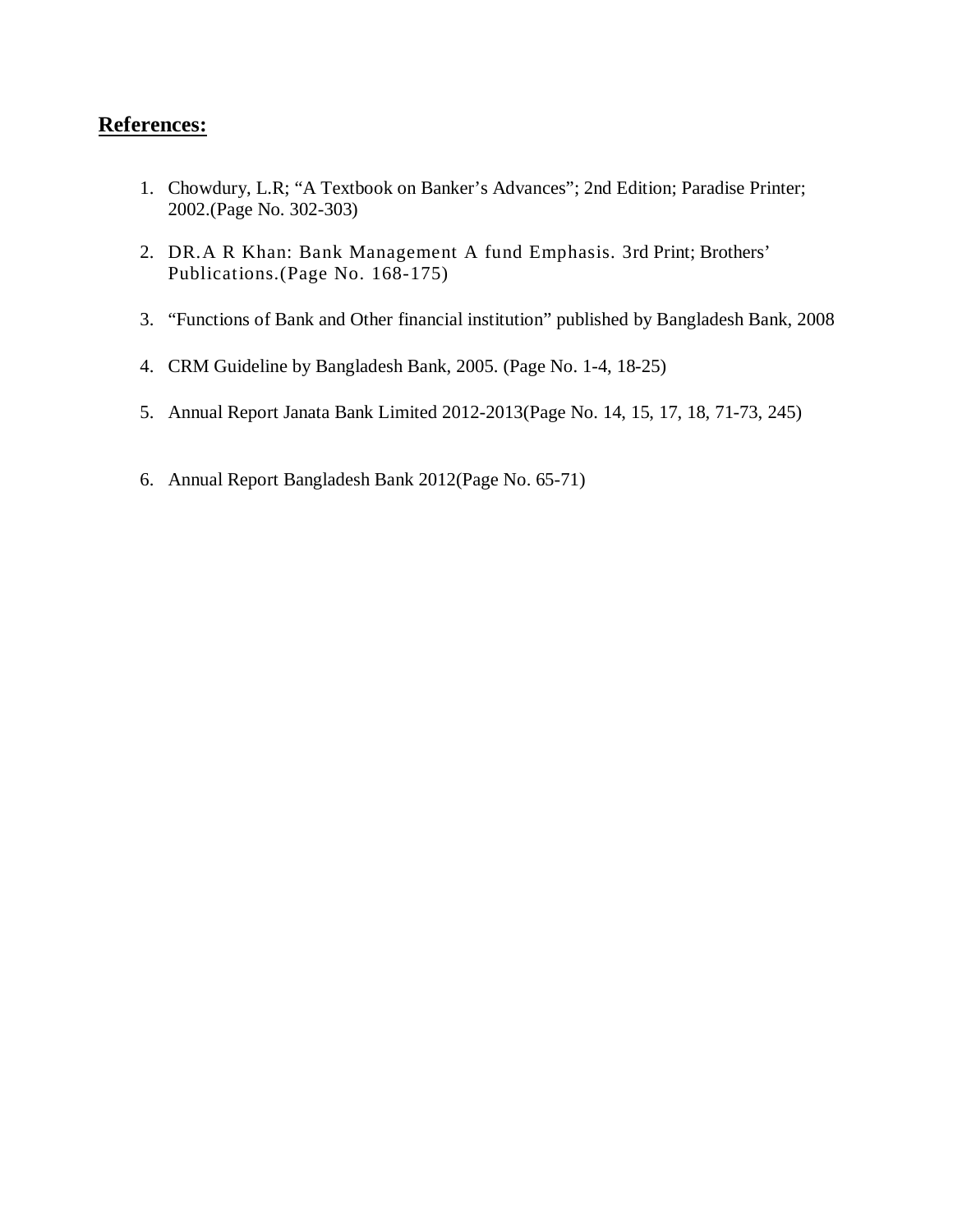## References:

1. Chowdury, L.R; "A Textbook on Banker's Advances"; 2nd Edition; Paradise Printer; 2002.(Page No. 302-303)
2. DR.A R Khan: Bank Management A fund Emphasis. 3rd Print; Brothers' Publications.(Page No. 168-175)
3. "Functions of Bank and Other financial institution" published by Bangladesh Bank, 2008
4. CRM Guideline by Bangladesh Bank, 2005. (Page No. 1-4, 18-25)
5. Annual Report Janata Bank Limited 2012-2013(Page No. 14, 15, 17, 18, 71-73, 245)
6. Annual Report Bangladesh Bank 2012(Page No. 65-71)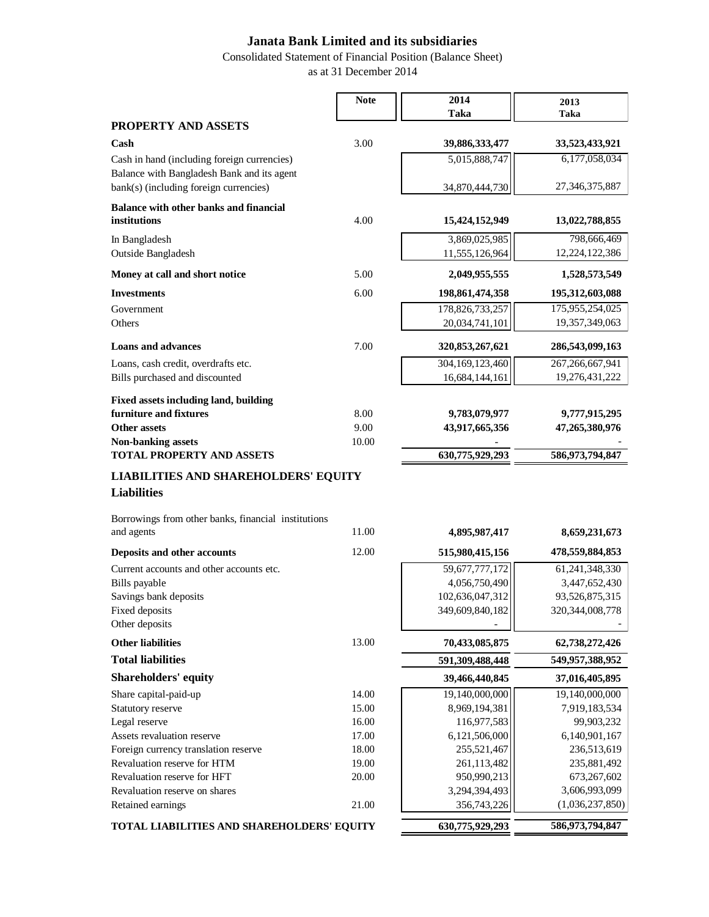# Janata Bank Limited and its subsidiaries

Consolidated Statement of Financial Position (Balance Sheet)

as at 31 December 2014

| | Note | 2014 Taka | 2013 Taka |
|---|---|---|---|
| **PROPERTY AND ASSETS** | | | |
| **Cash** | 3.00 | **39,886,333,477** | **33,523,433,921** |
| Cash in hand (including foreign currencies) | | 5,015,888,747 | 6,177,058,034 |
| Balance with Bangladesh Bank and its agent bank(s) (including foreign currencies) | | 34,870,444,730 | 27,346,375,887 |
| **Balance with other banks and financial institutions** | 4.00 | **15,424,152,949** | **13,022,788,855** |
| In Bangladesh | | 3,869,025,985 | 798,666,469 |
| Outside Bangladesh | | 11,555,126,964 | 12,224,122,386 |
| **Money at call and short notice** | 5.00 | **2,049,955,555** | **1,528,573,549** |
| **Investments** | 6.00 | **198,861,474,358** | **195,312,603,088** |
| Government | | 178,826,733,257 | 175,955,254,025 |
| Others | | 20,034,741,101 | 19,357,349,063 |
| **Loans and advances** | 7.00 | **320,853,267,621** | **286,543,099,163** |
| Loans, cash credit, overdrafts etc. | | 304,169,123,460 | 267,266,667,941 |
| Bills purchased and discounted | | 16,684,144,161 | 19,276,431,222 |
| **Fixed assets including land, building furniture and fixtures** | 8.00 | **9,783,079,977** | **9,777,915,295** |
| **Other assets** | 9.00 | **43,917,665,356** | **47,265,380,976** |
| **Non-banking assets** | 10.00 | - | - |
| **TOTAL PROPERTY AND ASSETS** | | **630,775,929,293** | **586,973,794,847** |
| **LIABILITIES AND SHAREHOLDERS' EQUITY** | | | |
| **Liabilities** | | | |
| Borrowings from other banks, financial institutions and agents | 11.00 | **4,895,987,417** | **8,659,231,673** |
| **Deposits and other accounts** | 12.00 | **515,980,415,156** | **478,559,884,853** |
| Current accounts and other accounts etc. | | 59,677,777,172 | 61,241,348,330 |
| Bills payable | | 4,056,750,490 | 3,447,652,430 |
| Savings bank deposits | | 102,636,047,312 | 93,526,875,315 |
| Fixed deposits | | 349,609,840,182 | 320,344,008,778 |
| Other deposits | | - | - |
| **Other liabilities** | 13.00 | **70,433,085,875** | **62,738,272,426** |
| **Total liabilities** | | **591,309,488,448** | **549,957,388,952** |
| **Shareholders' equity** | | **39,466,440,845** | **37,016,405,895** |
| Share capital-paid-up | 14.00 | 19,140,000,000 | 19,140,000,000 |
| Statutory reserve | 15.00 | 8,969,194,381 | 7,919,183,534 |
| Legal reserve | 16.00 | 116,977,583 | 99,903,232 |
| Assets revaluation reserve | 17.00 | 6,121,506,000 | 6,140,901,167 |
| Foreign currency translation reserve | 18.00 | 255,521,467 | 236,513,619 |
| Revaluation reserve for HTM | 19.00 | 261,113,482 | 235,881,492 |
| Revaluation reserve for HFT | 20.00 | 950,990,213 | 673,267,602 |
| Revaluation reserve on shares | | 3,294,394,493 | 3,606,993,099 |
| Retained earnings | 21.00 | 356,743,226 | (1,036,237,850) |
| **TOTAL LIABILITIES AND SHAREHOLDERS' EQUITY** | | **630,775,929,293** | **586,973,794,847** |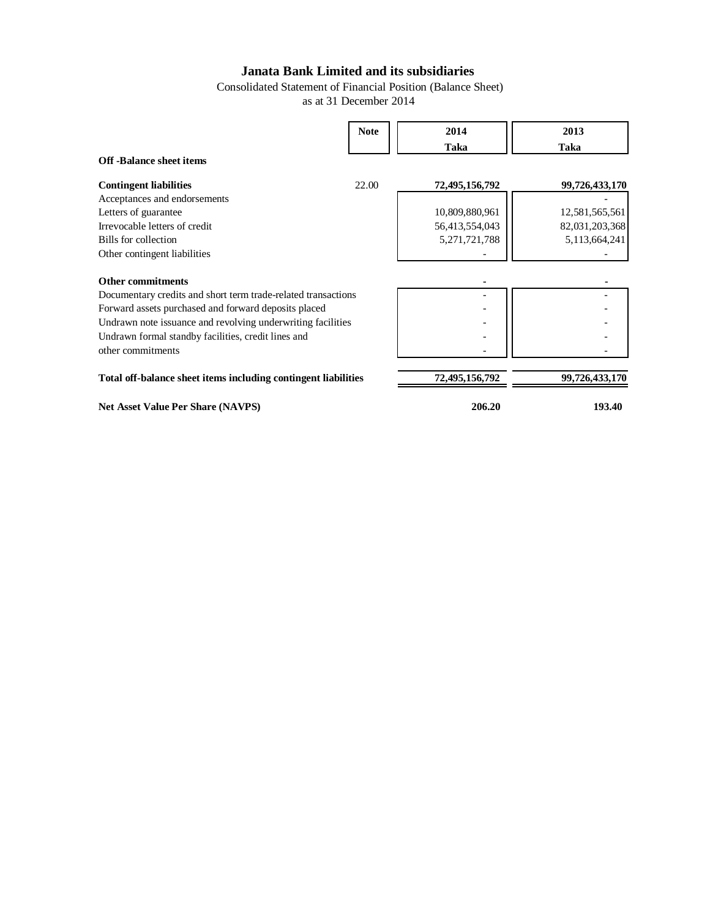# Janata Bank Limited and its subsidiaries

Consolidated Statement of Financial Position (Balance Sheet)
as at 31 December 2014

| | Note | 2014 Taka | 2013 Taka |
|---|---|---|---|
| **Off -Balance sheet items** | | | |
| **Contingent liabilities** | 22.00 | **72,495,156,792** | **99,726,433,170** |
| Acceptances and endorsements | | | - |
| Letters of guarantee | | 10,809,880,961 | 12,581,565,561 |
| Irrevocable letters of credit | | 56,413,554,043 | 82,031,203,368 |
| Bills for collection | | 5,271,721,788 | 5,113,664,241 |
| Other contingent liabilities | | - | - |
| **Other commitments** | | **-** | **-** |
| Documentary credits and short term trade-related transactions | | - | - |
| Forward assets purchased and forward deposits placed | | - | - |
| Undrawn note issuance and revolving underwriting facilities | | - | - |
| Undrawn formal standby facilities, credit lines and other commitments | | - | - |
| **Total off-balance sheet items including contingent liabilities** | | **72,495,156,792** | **99,726,433,170** |
| **Net Asset Value Per Share (NAVPS)** | | **206.20** | **193.40** |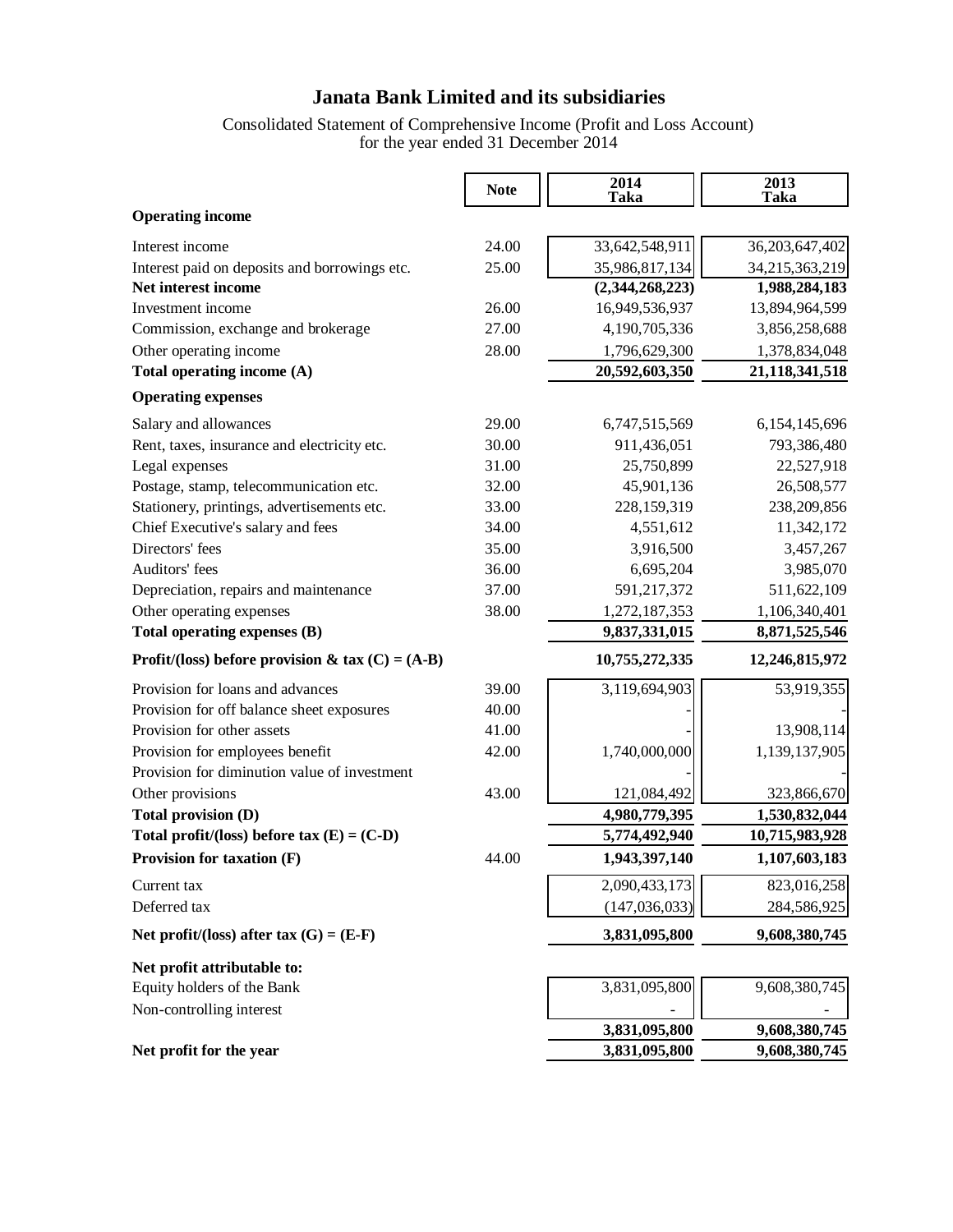# Janata Bank Limited and its subsidiaries

Consolidated Statement of Comprehensive Income (Profit and Loss Account)
for the year ended 31 December 2014

| | Note | 2014 Taka | 2013 Taka |
|---|---|---|---|
| **Operating income** | | | |
| Interest income | 24.00 | 33,642,548,911 | 36,203,647,402 |
| Interest paid on deposits and borrowings etc. | 25.00 | 35,986,817,134 | 34,215,363,219 |
| **Net interest income** | | **(2,344,268,223)** | **1,988,284,183** |
| Investment income | 26.00 | 16,949,536,937 | 13,894,964,599 |
| Commission, exchange and brokerage | 27.00 | 4,190,705,336 | 3,856,258,688 |
| Other operating income | 28.00 | 1,796,629,300 | 1,378,834,048 |
| **Total operating income (A)** | | **20,592,603,350** | **21,118,341,518** |
| **Operating expenses** | | | |
| Salary and allowances | 29.00 | 6,747,515,569 | 6,154,145,696 |
| Rent, taxes, insurance and electricity etc. | 30.00 | 911,436,051 | 793,386,480 |
| Legal expenses | 31.00 | 25,750,899 | 22,527,918 |
| Postage, stamp, telecommunication etc. | 32.00 | 45,901,136 | 26,508,577 |
| Stationery, printings, advertisements etc. | 33.00 | 228,159,319 | 238,209,856 |
| Chief Executive's salary and fees | 34.00 | 4,551,612 | 11,342,172 |
| Directors' fees | 35.00 | 3,916,500 | 3,457,267 |
| Auditors' fees | 36.00 | 6,695,204 | 3,985,070 |
| Depreciation, repairs and maintenance | 37.00 | 591,217,372 | 511,622,109 |
| Other operating expenses | 38.00 | 1,272,187,353 | 1,106,340,401 |
| **Total operating expenses (B)** | | **9,837,331,015** | **8,871,525,546** |
| **Profit/(loss) before provision & tax (C) = (A-B)** | | **10,755,272,335** | **12,246,815,972** |
| Provision for loans and advances | 39.00 | 3,119,694,903 | 53,919,355 |
| Provision for off balance sheet exposures | 40.00 | - | - |
| Provision for other assets | 41.00 | - | 13,908,114 |
| Provision for employees benefit | 42.00 | 1,740,000,000 | 1,139,137,905 |
| Provision for diminution value of investment | | - | - |
| Other provisions | 43.00 | 121,084,492 | 323,866,670 |
| **Total provision (D)** | | **4,980,779,395** | **1,530,832,044** |
| **Total profit/(loss) before tax (E) = (C-D)** | | **5,774,492,940** | **10,715,983,928** |
| **Provision for taxation (F)** | 44.00 | **1,943,397,140** | **1,107,603,183** |
| Current tax | | 2,090,433,173 | 823,016,258 |
| Deferred tax | | (147,036,033) | 284,586,925 |
| **Net profit/(loss) after tax (G) = (E-F)** | | **3,831,095,800** | **9,608,380,745** |
| **Net profit attributable to:** | | | |
| Equity holders of the Bank | | 3,831,095,800 | 9,608,380,745 |
| Non-controlling interest | | - | - |
| | | **3,831,095,800** | **9,608,380,745** |
| **Net profit for the year** | | **3,831,095,800** | **9,608,380,745** |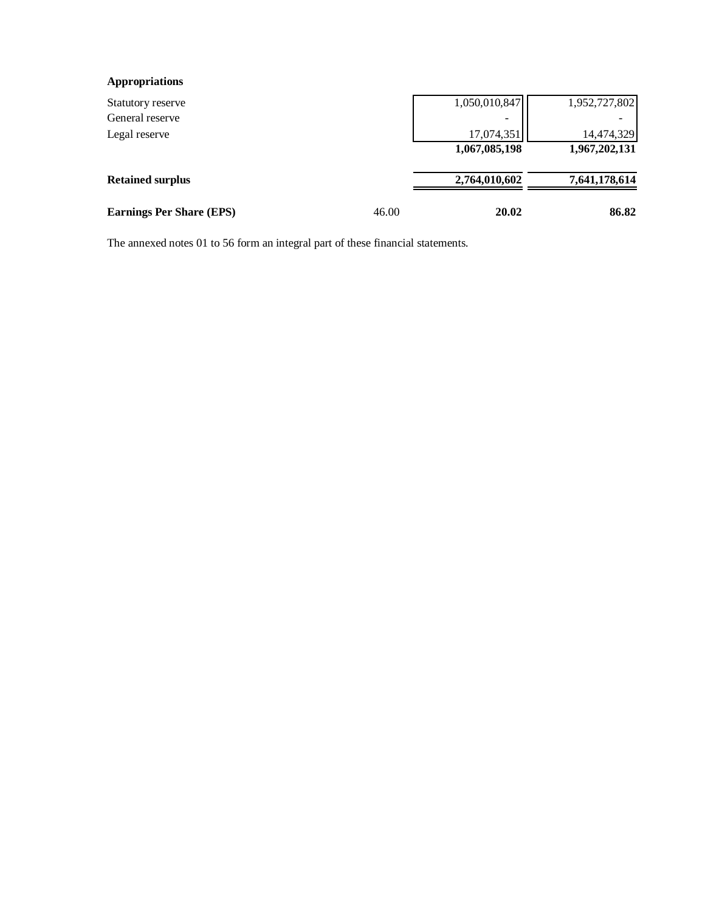| **Appropriations** | | | |
|---|---|---|---|
| Statutory reserve | | 1,050,010,847 | 1,952,727,802 |
| General reserve | | - | - |
| Legal reserve | | 17,074,351 | 14,474,329 |
| | | **1,067,085,198** | **1,967,202,131** |
| **Retained surplus** | | **2,764,010,602** | **7,641,178,614** |
| **Earnings Per Share (EPS)** | 46.00 | **20.02** | **86.82** |

The annexed notes 01 to 56 form an integral part of these financial statements.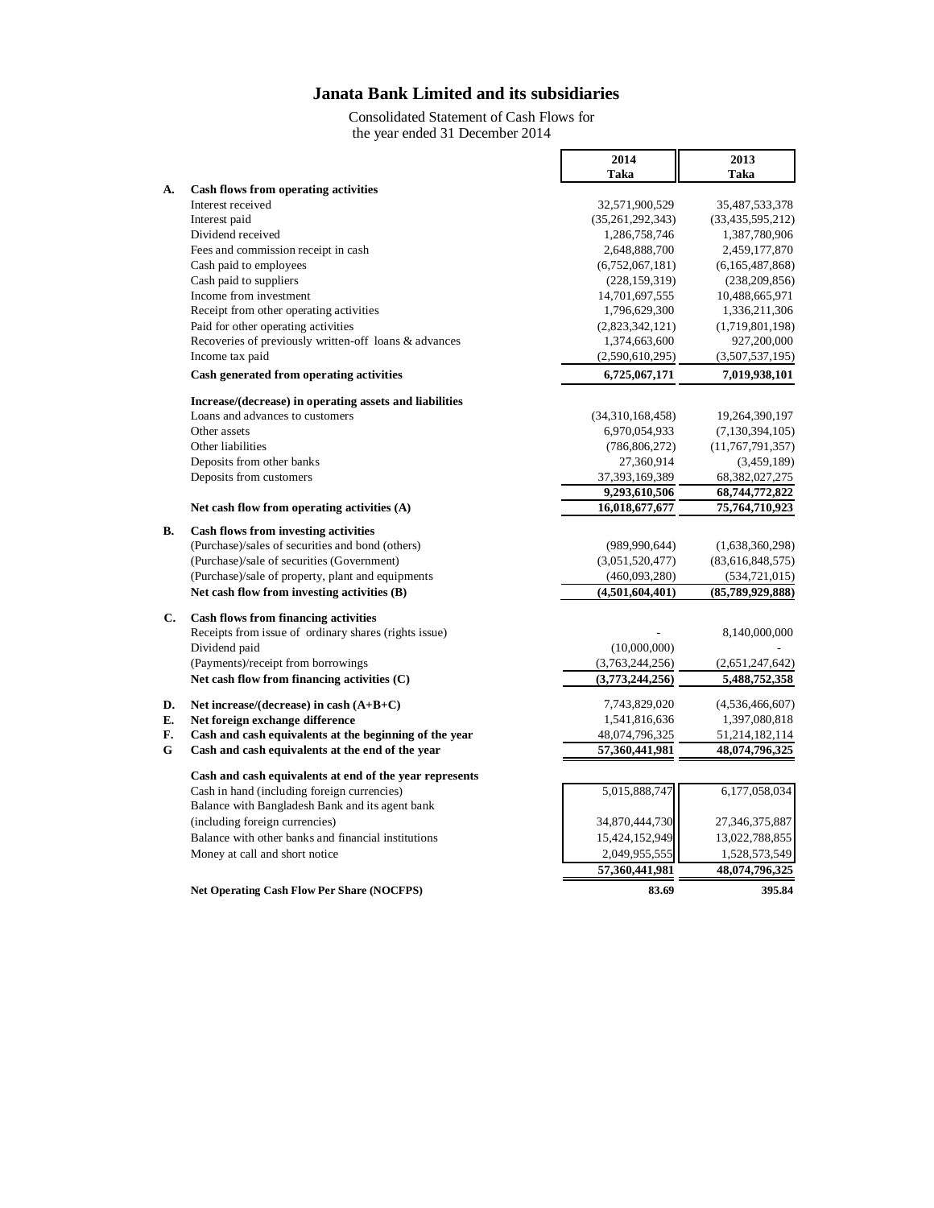# Janata Bank Limited and its subsidiaries

Consolidated Statement of Cash Flows for the year ended 31 December 2014

| | | 2014 Taka | 2013 Taka |
|---|---|---|---|
| **A.** | **Cash flows from operating activities** | | |
| | Interest received | 32,571,900,529 | 35,487,533,378 |
| | Interest paid | (35,261,292,343) | (33,435,595,212) |
| | Dividend received | 1,286,758,746 | 1,387,780,906 |
| | Fees and commission receipt in cash | 2,648,888,700 | 2,459,177,870 |
| | Cash paid to employees | (6,752,067,181) | (6,165,487,868) |
| | Cash paid to suppliers | (228,159,319) | (238,209,856) |
| | Income from investment | 14,701,697,555 | 10,488,665,971 |
| | Receipt from other operating activities | 1,796,629,300 | 1,336,211,306 |
| | Paid for other operating activities | (2,823,342,121) | (1,719,801,198) |
| | Recoveries of previously written-off loans & advances | 1,374,663,600 | 927,200,000 |
| | Income tax paid | (2,590,610,295) | (3,507,537,195) |
| | **Cash generated from operating activities** | **6,725,067,171** | **7,019,938,101** |
| | **Increase/(decrease) in operating assets and liabilities** | | |
| | Loans and advances to customers | (34,310,168,458) | 19,264,390,197 |
| | Other assets | 6,970,054,933 | (7,130,394,105) |
| | Other liabilities | (786,806,272) | (11,767,791,357) |
| | Deposits from other banks | 27,360,914 | (3,459,189) |
| | Deposits from customers | 37,393,169,389 | 68,382,027,275 |
| | | **9,293,610,506** | **68,744,772,822** |
| | **Net cash flow from operating activities (A)** | **16,018,677,677** | **75,764,710,923** |
| **B.** | **Cash flows from investing activities** | | |
| | (Purchase)/sales of securities and bond (others) | (989,990,644) | (1,638,360,298) |
| | (Purchase)/sale of securities (Government) | (3,051,520,477) | (83,616,848,575) |
| | (Purchase)/sale of property, plant and equipments | (460,093,280) | (534,721,015) |
| | **Net cash flow from investing activities (B)** | **(4,501,604,401)** | **(85,789,929,888)** |
| **C.** | **Cash flows from financing activities** | | |
| | Receipts from issue of ordinary shares (rights issue) | - | 8,140,000,000 |
| | Dividend paid | (10,000,000) | - |
| | (Payments)/receipt from borrowings | (3,763,244,256) | (2,651,247,642) |
| | **Net cash flow from financing activities (C)** | **(3,773,244,256)** | **5,488,752,358** |
| **D.** | **Net increase/(decrease) in cash (A+B+C)** | 7,743,829,020 | (4,536,466,607) |
| **E.** | **Net foreign exchange difference** | 1,541,816,636 | 1,397,080,818 |
| **F.** | **Cash and cash equivalents at the beginning of the year** | 48,074,796,325 | 51,214,182,114 |
| **G** | **Cash and cash equivalents at the end of the year** | **57,360,441,981** | **48,074,796,325** |
| | **Cash and cash equivalents at end of the year represents** | | |
| | Cash in hand (including foreign currencies) | 5,015,888,747 | 6,177,058,034 |
| | Balance with Bangladesh Bank and its agent bank (including foreign currencies) | 34,870,444,730 | 27,346,375,887 |
| | Balance with other banks and financial institutions | 15,424,152,949 | 13,022,788,855 |
| | Money at call and short notice | 2,049,955,555 | 1,528,573,549 |
| | | **57,360,441,981** | **48,074,796,325** |
| | **Net Operating Cash Flow Per Share (NOCFPS)** | **83.69** | **395.84** |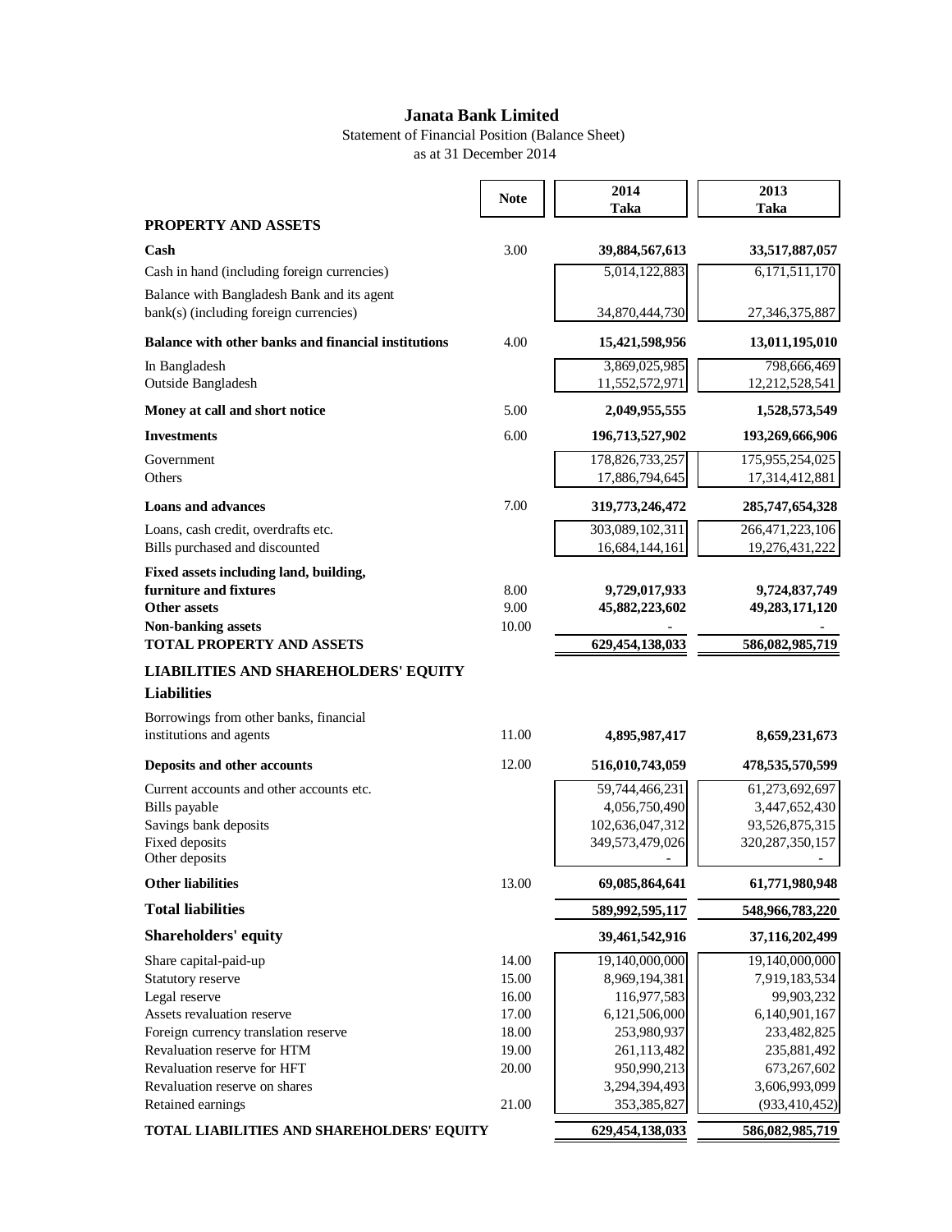# Janata Bank Limited

Statement of Financial Position (Balance Sheet)
as at 31 December 2014

| | Note | 2014 Taka | 2013 Taka |
|---|---|---|---|
| **PROPERTY AND ASSETS** | | | |
| **Cash** | 3.00 | **39,884,567,613** | **33,517,887,057** |
| Cash in hand (including foreign currencies) | | 5,014,122,883 | 6,171,511,170 |
| Balance with Bangladesh Bank and its agent bank(s) (including foreign currencies) | | 34,870,444,730 | 27,346,375,887 |
| **Balance with other banks and financial institutions** | 4.00 | **15,421,598,956** | **13,011,195,010** |
| In Bangladesh | | 3,869,025,985 | 798,666,469 |
| Outside Bangladesh | | 11,552,572,971 | 12,212,528,541 |
| **Money at call and short notice** | 5.00 | **2,049,955,555** | **1,528,573,549** |
| **Investments** | 6.00 | **196,713,527,902** | **193,269,666,906** |
| Government | | 178,826,733,257 | 175,955,254,025 |
| Others | | 17,886,794,645 | 17,314,412,881 |
| **Loans and advances** | 7.00 | **319,773,246,472** | **285,747,654,328** |
| Loans, cash credit, overdrafts etc. | | 303,089,102,311 | 266,471,223,106 |
| Bills purchased and discounted | | 16,684,144,161 | 19,276,431,222 |
| **Fixed assets including land, building, furniture and fixtures** | 8.00 | **9,729,017,933** | **9,724,837,749** |
| **Other assets** | 9.00 | **45,882,223,602** | **49,283,171,120** |
| **Non-banking assets** | 10.00 | - | - |
| **TOTAL PROPERTY AND ASSETS** | | **629,454,138,033** | **586,082,985,719** |
| **LIABILITIES AND SHAREHOLDERS' EQUITY** | | | |
| **Liabilities** | | | |
| Borrowings from other banks, financial institutions and agents | 11.00 | **4,895,987,417** | **8,659,231,673** |
| **Deposits and other accounts** | 12.00 | **516,010,743,059** | **478,535,570,599** |
| Current accounts and other accounts etc. | | 59,744,466,231 | 61,273,692,697 |
| Bills payable | | 4,056,750,490 | 3,447,652,430 |
| Savings bank deposits | | 102,636,047,312 | 93,526,875,315 |
| Fixed deposits | | 349,573,479,026 | 320,287,350,157 |
| Other deposits | | - | - |
| **Other liabilities** | 13.00 | **69,085,864,641** | **61,771,980,948** |
| **Total liabilities** | | **589,992,595,117** | **548,966,783,220** |
| **Shareholders' equity** | | **39,461,542,916** | **37,116,202,499** |
| Share capital-paid-up | 14.00 | 19,140,000,000 | 19,140,000,000 |
| Statutory reserve | 15.00 | 8,969,194,381 | 7,919,183,534 |
| Legal reserve | 16.00 | 116,977,583 | 99,903,232 |
| Assets revaluation reserve | 17.00 | 6,121,506,000 | 6,140,901,167 |
| Foreign currency translation reserve | 18.00 | 253,980,937 | 233,482,825 |
| Revaluation reserve for HTM | 19.00 | 261,113,482 | 235,881,492 |
| Revaluation reserve for HFT | 20.00 | 950,990,213 | 673,267,602 |
| Revaluation reserve on shares | | 3,294,394,493 | 3,606,993,099 |
| Retained earnings | 21.00 | 353,385,827 | (933,410,452) |
| **TOTAL LIABILITIES AND SHAREHOLDERS' EQUITY** | | **629,454,138,033** | **586,082,985,719** |